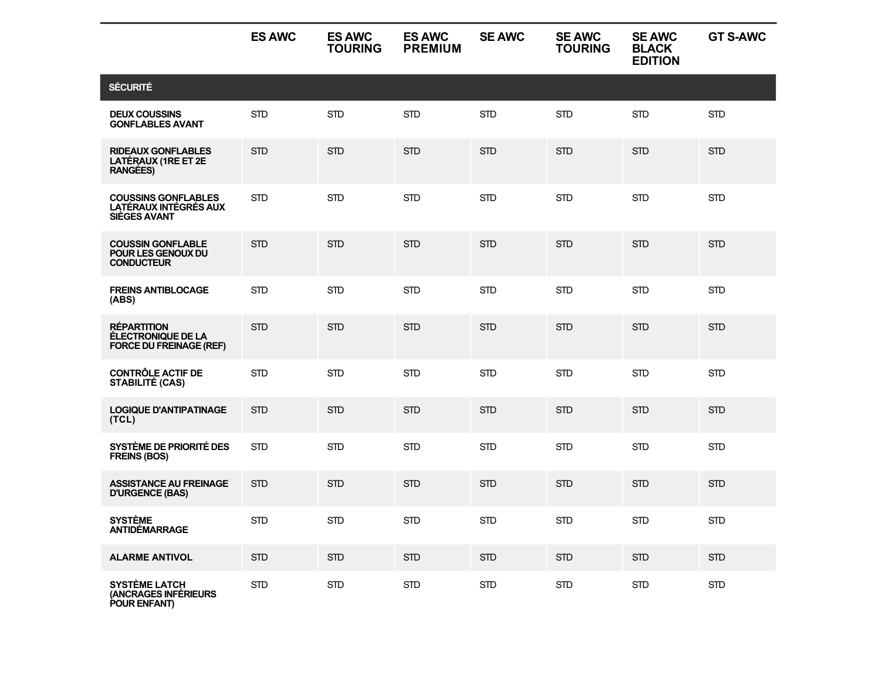|  | ES AWC | ES AWC TOURING | ES AWC PREMIUM | SE AWC | SE AWC TOURING | SE AWC BLACK EDITION | GT S-AWC |
|---|---|---|---|---|---|---|---|
| **SÉCURITÉ** |  |  |  |  |  |  |  |
| **DEUX COUSSINS GONFLABLES AVANT** | STD | STD | STD | STD | STD | STD | STD |
| **RIDEAUX GONFLABLES LATÉRAUX (1RE ET 2E RANGÉES)** | STD | STD | STD | STD | STD | STD | STD |
| **COUSSINS GONFLABLES LATÉRAUX INTÉGRÉS AUX SIÈGES AVANT** | STD | STD | STD | STD | STD | STD | STD |
| **COUSSIN GONFLABLE POUR LES GENOUX DU CONDUCTEUR** | STD | STD | STD | STD | STD | STD | STD |
| **FREINS ANTIBLOCAGE (ABS)** | STD | STD | STD | STD | STD | STD | STD |
| **RÉPARTITION ÉLECTRONIQUE DE LA FORCE DU FREINAGE (REF)** | STD | STD | STD | STD | STD | STD | STD |
| **CONTRÔLE ACTIF DE STABILITÉ (CAS)** | STD | STD | STD | STD | STD | STD | STD |
| **LOGIQUE D'ANTIPATINAGE (TCL)** | STD | STD | STD | STD | STD | STD | STD |
| **SYSTÈME DE PRIORITÉ DES FREINS (BOS)** | STD | STD | STD | STD | STD | STD | STD |
| **ASSISTANCE AU FREINAGE D'URGENCE (BAS)** | STD | STD | STD | STD | STD | STD | STD |
| **SYSTÈME ANTIDÉMARRAGE** | STD | STD | STD | STD | STD | STD | STD |
| **ALARME ANTIVOL** | STD | STD | STD | STD | STD | STD | STD |
| **SYSTÈME LATCH (ANCRAGES INFÉRIEURS POUR ENFANT)** | STD | STD | STD | STD | STD | STD | STD |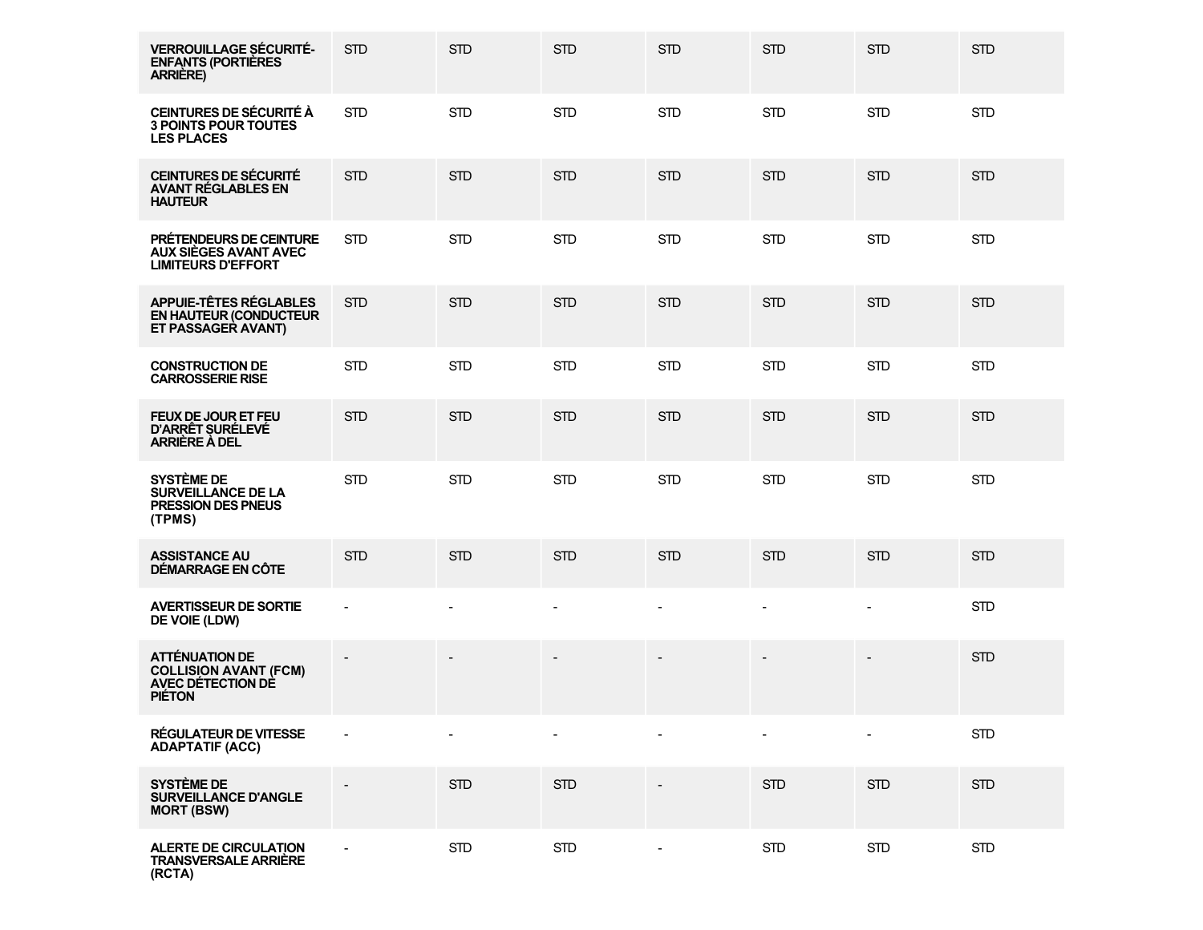| | | | | | | | |
|---|---|---|---|---|---|---|---|
| **VERROUILLAGE SÉCURITÉ-ENFANTS (PORTIÈRES ARRIÈRE)** | STD | STD | STD | STD | STD | STD | STD |
| **CEINTURES DE SÉCURITÉ À 3 POINTS POUR TOUTES LES PLACES** | STD | STD | STD | STD | STD | STD | STD |
| **CEINTURES DE SÉCURITÉ AVANT RÉGLABLES EN HAUTEUR** | STD | STD | STD | STD | STD | STD | STD |
| **PRÉTENDEURS DE CEINTURE AUX SIÈGES AVANT AVEC LIMITEURS D'EFFORT** | STD | STD | STD | STD | STD | STD | STD |
| **APPUIE-TÊTES RÉGLABLES EN HAUTEUR (CONDUCTEUR ET PASSAGER AVANT)** | STD | STD | STD | STD | STD | STD | STD |
| **CONSTRUCTION DE CARROSSERIE RISE** | STD | STD | STD | STD | STD | STD | STD |
| **FEUX DE JOUR ET FEU D'ARRÊT SURÉLEVÉ ARRIÈRE À DEL** | STD | STD | STD | STD | STD | STD | STD |
| **SYSTÈME DE SURVEILLANCE DE LA PRESSION DES PNEUS (TPMS)** | STD | STD | STD | STD | STD | STD | STD |
| **ASSISTANCE AU DÉMARRAGE EN CÔTE** | STD | STD | STD | STD | STD | STD | STD |
| **AVERTISSEUR DE SORTIE DE VOIE (LDW)** | - | - | - | - | - | - | STD |
| **ATTÉNUATION DE COLLISION AVANT (FCM) AVEC DÉTECTION DE PIÉTON** | - | - | - | - | - | - | STD |
| **RÉGULATEUR DE VITESSE ADAPTATIF (ACC)** | - | - | - | - | - | - | STD |
| **SYSTÈME DE SURVEILLANCE D'ANGLE MORT (BSW)** | - | STD | STD | - | STD | STD | STD |
| **ALERTE DE CIRCULATION TRANSVERSALE ARRIÈRE (RCTA)** | - | STD | STD | - | STD | STD | STD |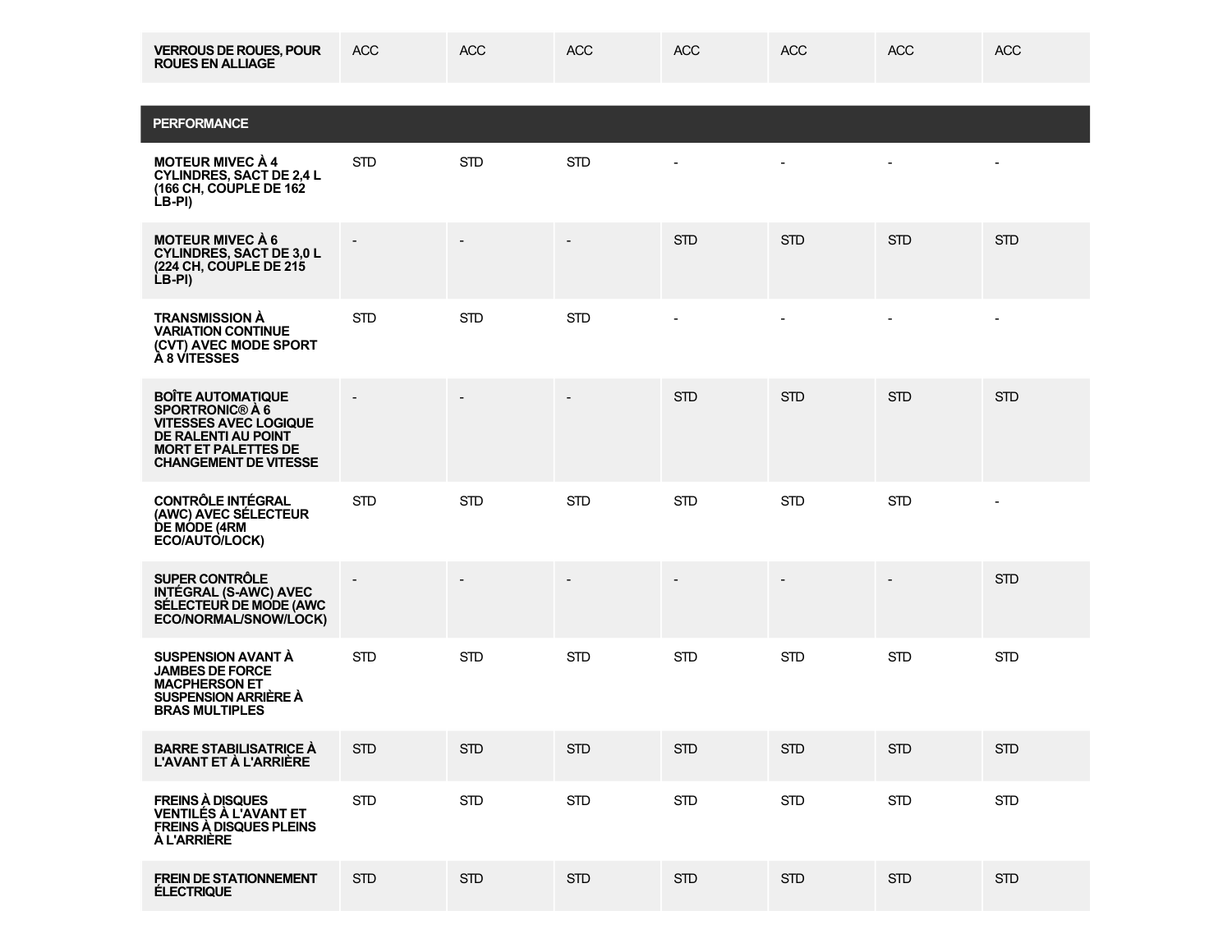| | | | | | | | |
|---|---|---|---|---|---|---|---|
| **VERROUS DE ROUES, POUR ROUES EN ALLIAGE** | ACC | ACC | ACC | ACC | ACC | ACC | ACC |

| **PERFORMANCE** | | | | | | | |
|---|---|---|---|---|---|---|---|
| **MOTEUR MIVEC À 4 CYLINDRES, SACT DE 2,4 L (166 CH, COUPLE DE 162 LB-PI)** | STD | STD | STD | - | - | - | - |
| **MOTEUR MIVEC À 6 CYLINDRES, SACT DE 3,0 L (224 CH, COUPLE DE 215 LB-PI)** | - | - | - | STD | STD | STD | STD |
| **TRANSMISSION À VARIATION CONTINUE (CVT) AVEC MODE SPORT À 8 VITESSES** | STD | STD | STD | - | - | - | - |
| **BOÎTE AUTOMATIQUE SPORTRONIC® À 6 VITESSES AVEC LOGIQUE DE RALENTI AU POINT MORT ET PALETTES DE CHANGEMENT DE VITESSE** | - | - | - | STD | STD | STD | STD |
| **CONTRÔLE INTÉGRAL (AWC) AVEC SÉLECTEUR DE MODE (4RM ECO/AUTO/LOCK)** | STD | STD | STD | STD | STD | STD | - |
| **SUPER CONTRÔLE INTÉGRAL (S-AWC) AVEC SÉLECTEUR DE MODE (AWC ECO/NORMAL/SNOW/LOCK)** | - | - | - | - | - | - | STD |
| **SUSPENSION AVANT À JAMBES DE FORCE MACPHERSON ET SUSPENSION ARRIÈRE À BRAS MULTIPLES** | STD | STD | STD | STD | STD | STD | STD |
| **BARRE STABILISATRICE À L'AVANT ET À L'ARRIÈRE** | STD | STD | STD | STD | STD | STD | STD |
| **FREINS À DISQUES VENTILÉS À L'AVANT ET FREINS À DISQUES PLEINS À L'ARRIÈRE** | STD | STD | STD | STD | STD | STD | STD |
| **FREIN DE STATIONNEMENT ÉLECTRIQUE** | STD | STD | STD | STD | STD | STD | STD |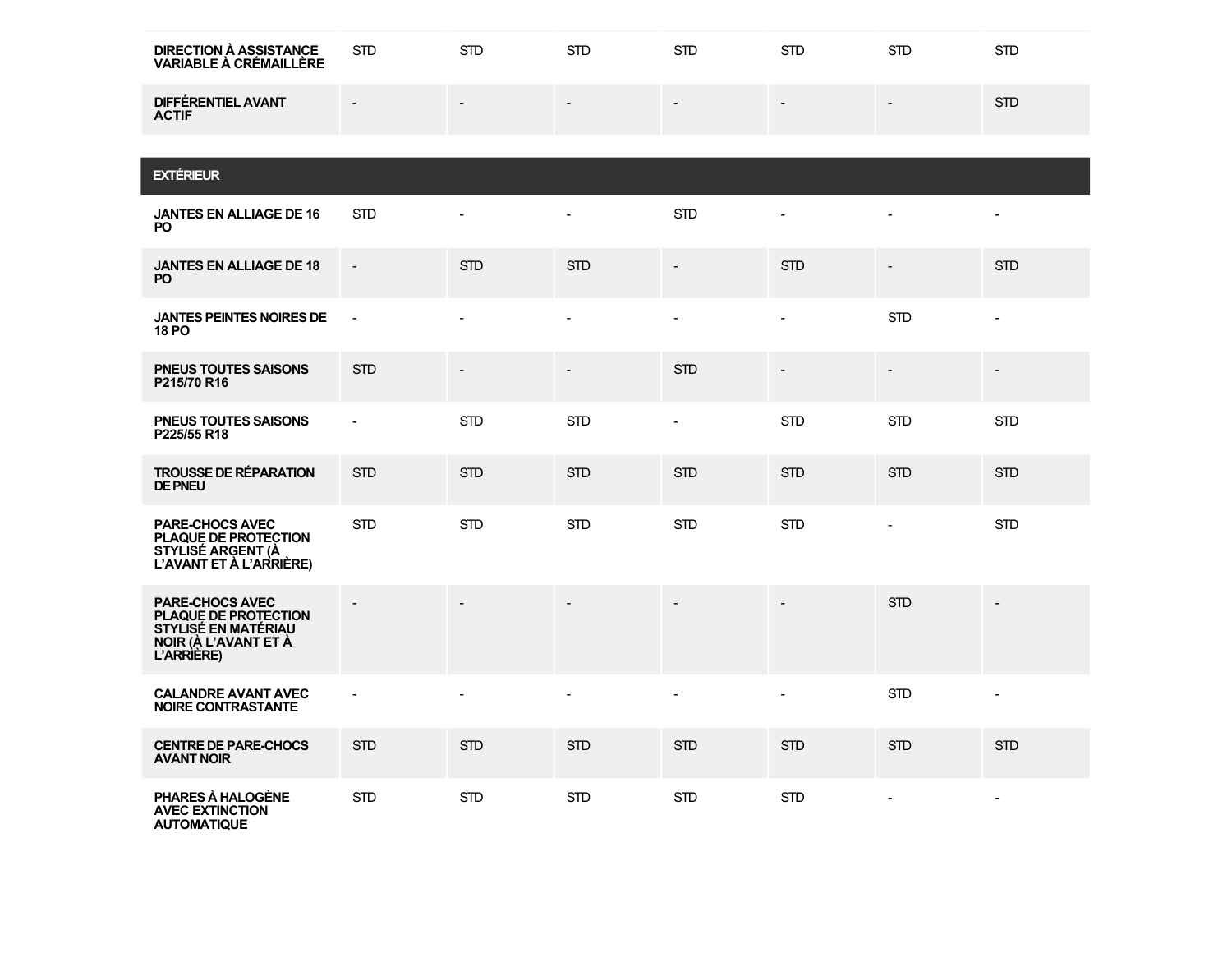| | | | | | | | |
|---|---|---|---|---|---|---|---|
| **DIRECTION À ASSISTANCE VARIABLE À CRÉMAILLÈRE** | STD | STD | STD | STD | STD | STD | STD |
| **DIFFÉRENTIEL AVANT ACTIF** | - | - | - | - | - | - | STD |
| **EXTÉRIEUR** | | | | | | | |
| **JANTES EN ALLIAGE DE 16 PO** | STD | - | - | STD | - | - | - |
| **JANTES EN ALLIAGE DE 18 PO** | - | STD | STD | - | STD | - | STD |
| **JANTES PEINTES NOIRES DE 18 PO** | - | - | - | - | - | STD | - |
| **PNEUS TOUTES SAISONS P215/70 R16** | STD | - | - | STD | - | - | - |
| **PNEUS TOUTES SAISONS P225/55 R18** | - | STD | STD | - | STD | STD | STD |
| **TROUSSE DE RÉPARATION DE PNEU** | STD | STD | STD | STD | STD | STD | STD |
| **PARE-CHOCS AVEC PLAQUE DE PROTECTION STYLISÉ ARGENT (À L'AVANT ET À L'ARRIÈRE)** | STD | STD | STD | STD | STD | - | STD |
| **PARE-CHOCS AVEC PLAQUE DE PROTECTION STYLISÉ EN MATÉRIAU NOIR (À L'AVANT ET À L'ARRIÈRE)** | - | - | - | - | - | STD | - |
| **CALANDRE AVANT AVEC NOIRE CONTRASTANTE** | - | - | - | - | - | STD | - |
| **CENTRE DE PARE-CHOCS AVANT NOIR** | STD | STD | STD | STD | STD | STD | STD |
| **PHARES À HALOGÈNE AVEC EXTINCTION AUTOMATIQUE** | STD | STD | STD | STD | STD | - | - |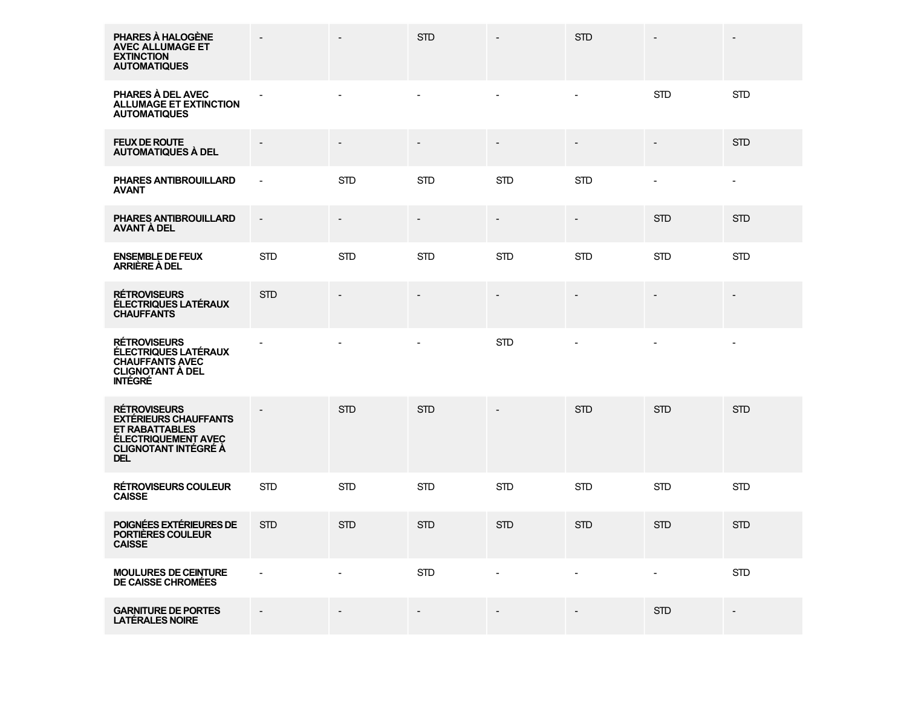| | | | | | | | |
|---|---|---|---|---|---|---|---|
| **PHARES À HALOGÈNE AVEC ALLUMAGE ET EXTINCTION AUTOMATIQUES** | - | - | STD | - | STD | - | - |
| **PHARES À DEL AVEC ALLUMAGE ET EXTINCTION AUTOMATIQUES** | - | - | - | - | - | STD | STD |
| **FEUX DE ROUTE AUTOMATIQUES À DEL** | - | - | - | - | - | - | STD |
| **PHARES ANTIBROUILLARD AVANT** | - | STD | STD | STD | STD | - | - |
| **PHARES ANTIBROUILLARD AVANT À DEL** | - | - | - | - | - | STD | STD |
| **ENSEMBLE DE FEUX ARRIÈRE À DEL** | STD | STD | STD | STD | STD | STD | STD |
| **RÉTROVISEURS ÉLECTRIQUES LATÉRAUX CHAUFFANTS** | STD | - | - | - | - | - | - |
| **RÉTROVISEURS ÉLECTRIQUES LATÉRAUX CHAUFFANTS AVEC CLIGNOTANT À DEL INTÉGRÉ** | - | - | - | STD | - | - | - |
| **RÉTROVISEURS EXTÉRIEURS CHAUFFANTS ET RABATTABLES ÉLECTRIQUEMENT AVEC CLIGNOTANT INTÉGRÉ À DEL** | - | STD | STD | - | STD | STD | STD |
| **RÉTROVISEURS COULEUR CAISSE** | STD | STD | STD | STD | STD | STD | STD |
| **POIGNÉES EXTÉRIEURES DE PORTIÈRES COULEUR CAISSE** | STD | STD | STD | STD | STD | STD | STD |
| **MOULURES DE CEINTURE DE CAISSE CHROMÉES** | - | - | STD | - | - | - | STD |
| **GARNITURE DE PORTES LATÉRALES NOIRE** | - | - | - | - | - | STD | - |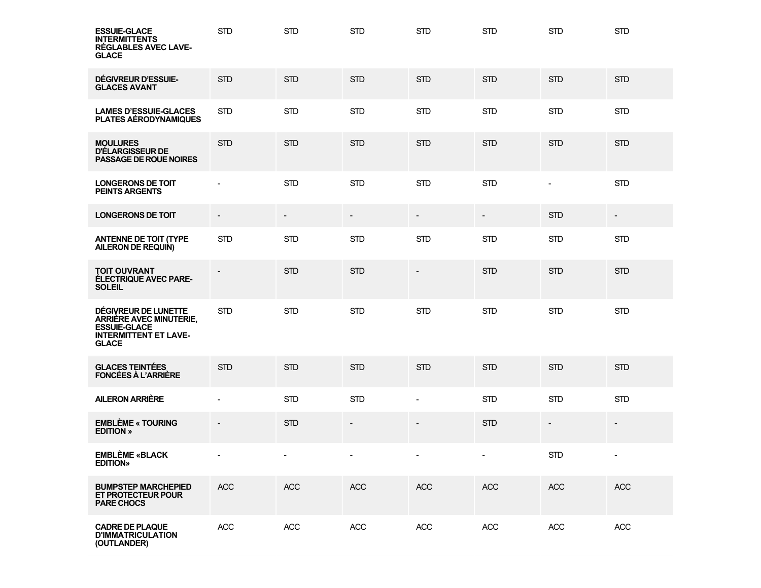| | | | | | | | |
|---|---|---|---|---|---|---|---|
| **ESSUIE-GLACE INTERMITTENTS RÉGLABLES AVEC LAVE-GLACE** | STD | STD | STD | STD | STD | STD | STD |
| **DÉGIVREUR D'ESSUIE-GLACES AVANT** | STD | STD | STD | STD | STD | STD | STD |
| **LAMES D'ESSUIE-GLACES PLATES AÉRODYNAMIQUES** | STD | STD | STD | STD | STD | STD | STD |
| **MOULURES D'ÉLARGISSEUR DE PASSAGE DE ROUE NOIRES** | STD | STD | STD | STD | STD | STD | STD |
| **LONGERONS DE TOIT PEINTS ARGENTS** | - | STD | STD | STD | STD | - | STD |
| **LONGERONS DE TOIT** | - | - | - | - | - | STD | - |
| **ANTENNE DE TOIT (TYPE AILERON DE REQUIN)** | STD | STD | STD | STD | STD | STD | STD |
| **TOIT OUVRANT ÉLECTRIQUE AVEC PARE-SOLEIL** | - | STD | STD | - | STD | STD | STD |
| **DÉGIVREUR DE LUNETTE ARRIÈRE AVEC MINUTERIE, ESSUIE-GLACE INTERMITTENT ET LAVE-GLACE** | STD | STD | STD | STD | STD | STD | STD |
| **GLACES TEINTÉES FONCÉES À L'ARRIÈRE** | STD | STD | STD | STD | STD | STD | STD |
| **AILERON ARRIÈRE** | - | STD | STD | - | STD | STD | STD |
| **EMBLÈME « TOURING EDITION »** | - | STD | - | - | STD | - | - |
| **EMBLÈME «BLACK EDITION»** | - | - | - | - | - | STD | - |
| **BUMPSTEP MARCHEPIED ET PROTECTEUR POUR PARE CHOCS** | ACC | ACC | ACC | ACC | ACC | ACC | ACC |
| **CADRE DE PLAQUE D'IMMATRICULATION (OUTLANDER)** | ACC | ACC | ACC | ACC | ACC | ACC | ACC |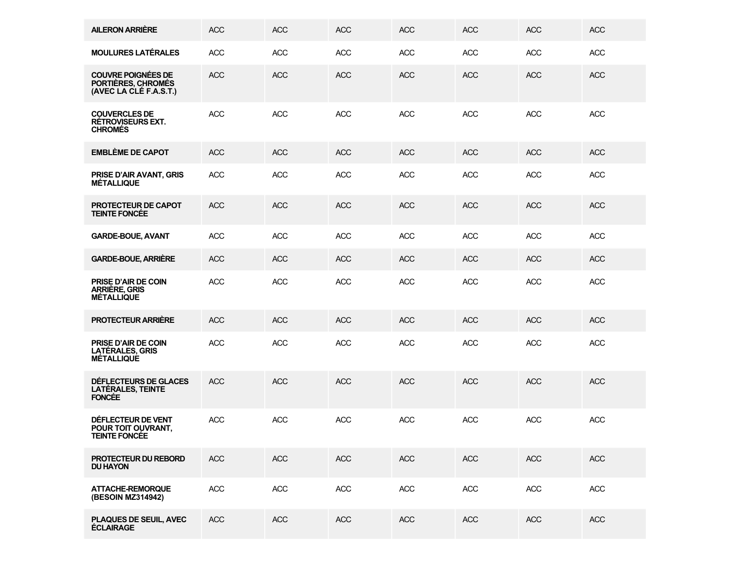| | | | | | | | |
|---|---|---|---|---|---|---|---|
| **AILERON ARRIÈRE** | ACC | ACC | ACC | ACC | ACC | ACC | ACC |
| **MOULURES LATÉRALES** | ACC | ACC | ACC | ACC | ACC | ACC | ACC |
| **COUVRE POIGNÉES DE PORTIÈRES, CHROMÉS (AVEC LA CLÉ F.A.S.T.)** | ACC | ACC | ACC | ACC | ACC | ACC | ACC |
| **COUVERCLES DE RÉTROVISEURS EXT. CHROMÉS** | ACC | ACC | ACC | ACC | ACC | ACC | ACC |
| **EMBLÈME DE CAPOT** | ACC | ACC | ACC | ACC | ACC | ACC | ACC |
| **PRISE D'AIR AVANT, GRIS MÉTALLIQUE** | ACC | ACC | ACC | ACC | ACC | ACC | ACC |
| **PROTECTEUR DE CAPOT TEINTE FONCÉE** | ACC | ACC | ACC | ACC | ACC | ACC | ACC |
| **GARDE-BOUE, AVANT** | ACC | ACC | ACC | ACC | ACC | ACC | ACC |
| **GARDE-BOUE, ARRIÈRE** | ACC | ACC | ACC | ACC | ACC | ACC | ACC |
| **PRISE D'AIR DE COIN ARRIÈRE, GRIS MÉTALLIQUE** | ACC | ACC | ACC | ACC | ACC | ACC | ACC |
| **PROTECTEUR ARRIÈRE** | ACC | ACC | ACC | ACC | ACC | ACC | ACC |
| **PRISE D'AIR DE COIN LATÉRALES, GRIS MÉTALLIQUE** | ACC | ACC | ACC | ACC | ACC | ACC | ACC |
| **DÉFLECTEURS DE GLACES LATÉRALES, TEINTE FONCÉE** | ACC | ACC | ACC | ACC | ACC | ACC | ACC |
| **DÉFLECTEUR DE VENT POUR TOIT OUVRANT, TEINTE FONCÉE** | ACC | ACC | ACC | ACC | ACC | ACC | ACC |
| **PROTECTEUR DU REBORD DU HAYON** | ACC | ACC | ACC | ACC | ACC | ACC | ACC |
| **ATTACHE-REMORQUE (BESOIN MZ314942)** | ACC | ACC | ACC | ACC | ACC | ACC | ACC |
| **PLAQUES DE SEUIL, AVEC ÉCLAIRAGE** | ACC | ACC | ACC | ACC | ACC | ACC | ACC |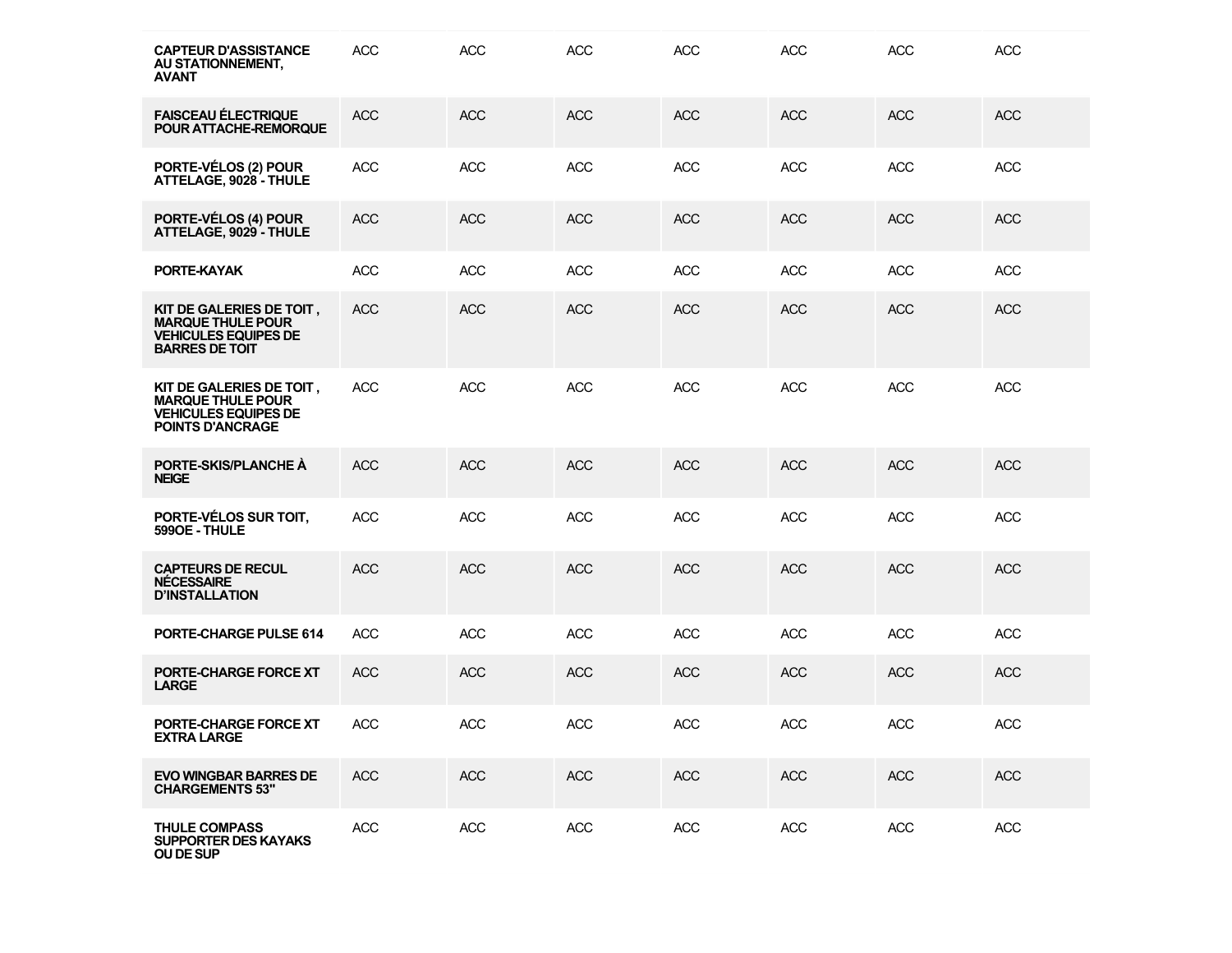| | | | | | | | |
|---|---|---|---|---|---|---|---|
| **CAPTEUR D'ASSISTANCE AU STATIONNEMENT, AVANT** | ACC | ACC | ACC | ACC | ACC | ACC | ACC |
| **FAISCEAU ÉLECTRIQUE POUR ATTACHE-REMORQUE** | ACC | ACC | ACC | ACC | ACC | ACC | ACC |
| **PORTE-VÉLOS (2) POUR ATTELAGE, 9028 - THULE** | ACC | ACC | ACC | ACC | ACC | ACC | ACC |
| **PORTE-VÉLOS (4) POUR ATTELAGE, 9029 - THULE** | ACC | ACC | ACC | ACC | ACC | ACC | ACC |
| **PORTE-KAYAK** | ACC | ACC | ACC | ACC | ACC | ACC | ACC |
| **KIT DE GALERIES DE TOIT , MARQUE THULE POUR VEHICULES EQUIPES DE BARRES DE TOIT** | ACC | ACC | ACC | ACC | ACC | ACC | ACC |
| **KIT DE GALERIES DE TOIT , MARQUE THULE POUR VEHICULES EQUIPES DE POINTS D'ANCRAGE** | ACC | ACC | ACC | ACC | ACC | ACC | ACC |
| **PORTE-SKIS/PLANCHE À NEIGE** | ACC | ACC | ACC | ACC | ACC | ACC | ACC |
| **PORTE-VÉLOS SUR TOIT, 599OE - THULE** | ACC | ACC | ACC | ACC | ACC | ACC | ACC |
| **CAPTEURS DE RECUL NÉCESSAIRE D'INSTALLATION** | ACC | ACC | ACC | ACC | ACC | ACC | ACC |
| **PORTE-CHARGE PULSE 614** | ACC | ACC | ACC | ACC | ACC | ACC | ACC |
| **PORTE-CHARGE FORCE XT LARGE** | ACC | ACC | ACC | ACC | ACC | ACC | ACC |
| **PORTE-CHARGE FORCE XT EXTRA LARGE** | ACC | ACC | ACC | ACC | ACC | ACC | ACC |
| **EVO WINGBAR BARRES DE CHARGEMENTS 53"** | ACC | ACC | ACC | ACC | ACC | ACC | ACC |
| **THULE COMPASS SUPPORTER DES KAYAKS OU DE SUP** | ACC | ACC | ACC | ACC | ACC | ACC | ACC |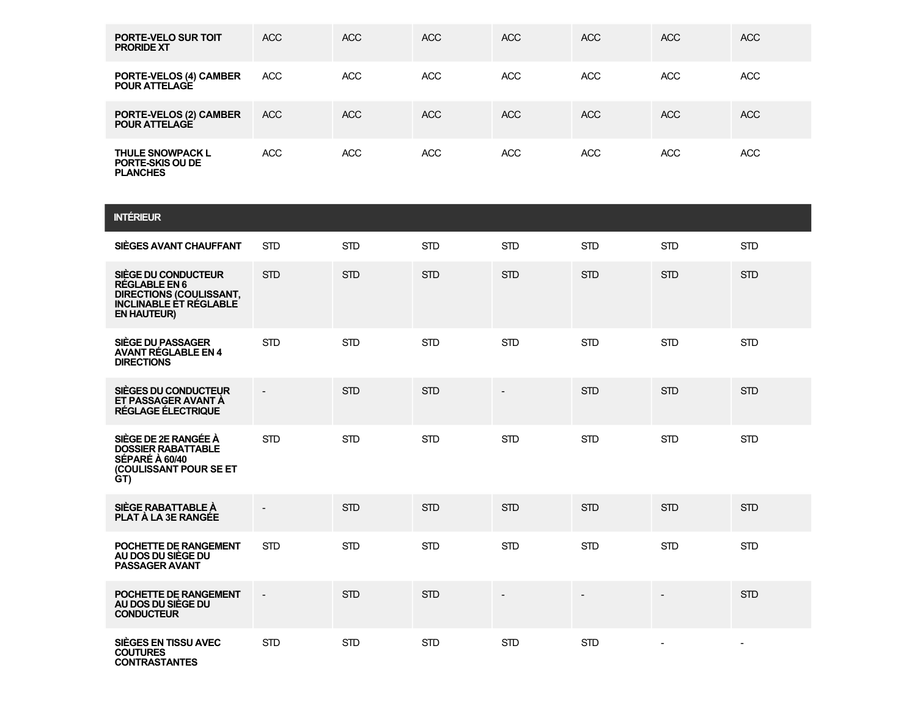| | | | | | | | |
|---|---|---|---|---|---|---|---|
| PORTE-VELO SUR TOIT PRORIDE XT | ACC | ACC | ACC | ACC | ACC | ACC | ACC |
| PORTE-VELOS (4) CAMBER POUR ATTELAGE | ACC | ACC | ACC | ACC | ACC | ACC | ACC |
| PORTE-VELOS (2) CAMBER POUR ATTELAGE | ACC | ACC | ACC | ACC | ACC | ACC | ACC |
| THULE SNOWPACK L PORTE-SKIS OU DE PLANCHES | ACC | ACC | ACC | ACC | ACC | ACC | ACC |
| **INTÉRIEUR** | | | | | | | |
| SIÈGES AVANT CHAUFFANT | STD | STD | STD | STD | STD | STD | STD |
| SIÈGE DU CONDUCTEUR RÉGLABLE EN 6 DIRECTIONS (COULISSANT, INCLINABLE ET RÉGLABLE EN HAUTEUR) | STD | STD | STD | STD | STD | STD | STD |
| SIÈGE DU PASSAGER AVANT RÉGLABLE EN 4 DIRECTIONS | STD | STD | STD | STD | STD | STD | STD |
| SIÈGES DU CONDUCTEUR ET PASSAGER AVANT À RÉGLAGE ÉLECTRIQUE | - | STD | STD | - | STD | STD | STD |
| SIÈGE DE 2E RANGÉE À DOSSIER RABATTABLE SÉPARÉ À 60/40 (COULISSANT POUR SE ET GT) | STD | STD | STD | STD | STD | STD | STD |
| SIÈGE RABATTABLE À PLAT À LA 3E RANGÉE | - | STD | STD | STD | STD | STD | STD |
| POCHETTE DE RANGEMENT AU DOS DU SIÈGE DU PASSAGER AVANT | STD | STD | STD | STD | STD | STD | STD |
| POCHETTE DE RANGEMENT AU DOS DU SIÈGE DU CONDUCTEUR | - | STD | STD | - | - | - | STD |
| SIÈGES EN TISSU AVEC COUTURES CONTRASTANTES | STD | STD | STD | STD | STD | - | - |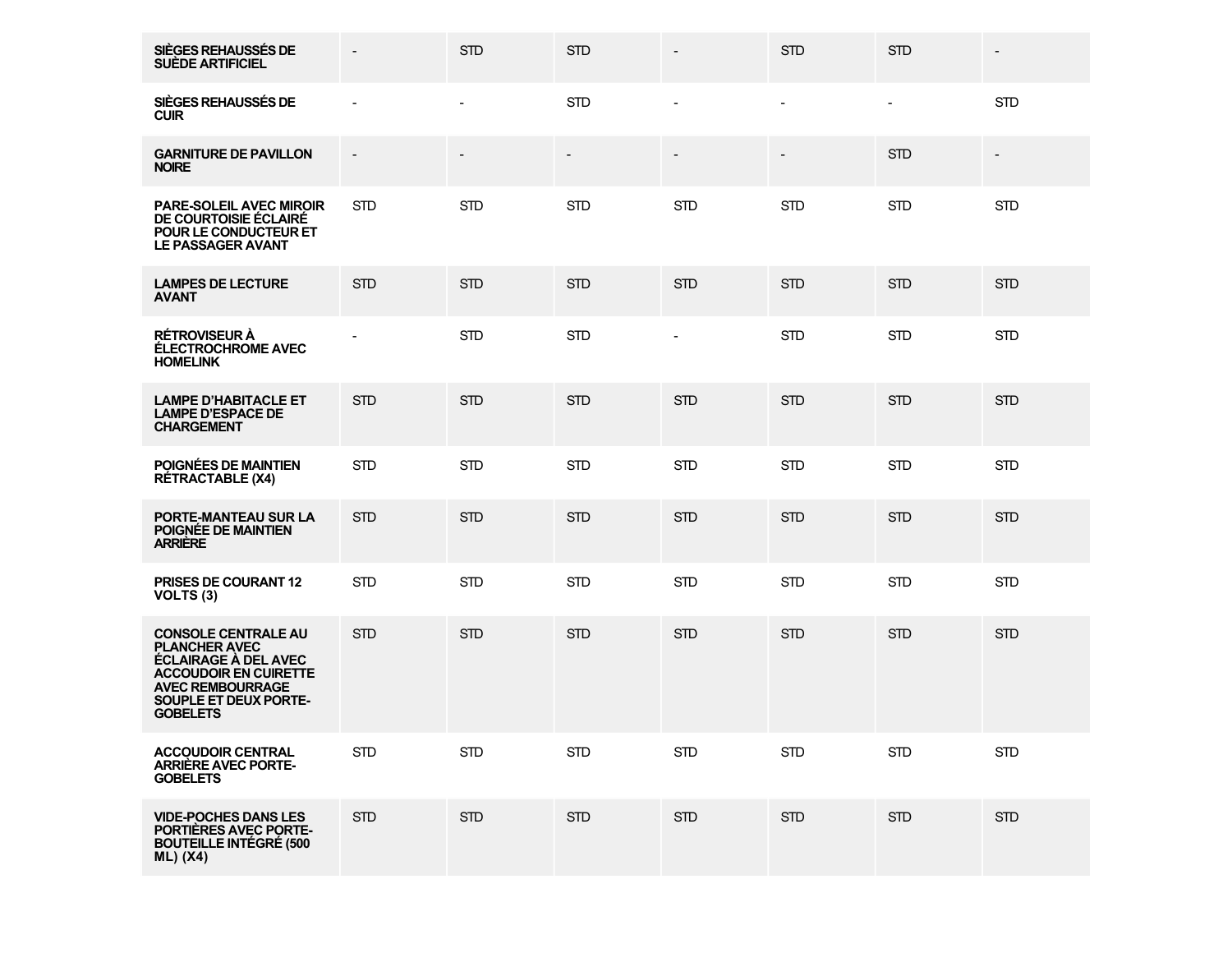| | | | | | | | |
|---|---|---|---|---|---|---|---|
| **SIÈGES REHAUSSÉS DE SUÈDE ARTIFICIEL** | - | STD | STD | - | STD | STD | - |
| **SIÈGES REHAUSSÉS DE CUIR** | - | - | STD | - | - | - | STD |
| **GARNITURE DE PAVILLON NOIRE** | - | - | - | - | - | STD | - |
| **PARE-SOLEIL AVEC MIROIR DE COURTOISIE ÉCLAIRÉ POUR LE CONDUCTEUR ET LE PASSAGER AVANT** | STD | STD | STD | STD | STD | STD | STD |
| **LAMPES DE LECTURE AVANT** | STD | STD | STD | STD | STD | STD | STD |
| **RÉTROVISEUR À ÉLECTROCHROME AVEC HOMELINK** | - | STD | STD | - | STD | STD | STD |
| **LAMPE D'HABITACLE ET LAMPE D'ESPACE DE CHARGEMENT** | STD | STD | STD | STD | STD | STD | STD |
| **POIGNÉES DE MAINTIEN RÉTRACTABLE (X4)** | STD | STD | STD | STD | STD | STD | STD |
| **PORTE-MANTEAU SUR LA POIGNÉE DE MAINTIEN ARRIÈRE** | STD | STD | STD | STD | STD | STD | STD |
| **PRISES DE COURANT 12 VOLTS (3)** | STD | STD | STD | STD | STD | STD | STD |
| **CONSOLE CENTRALE AU PLANCHER AVEC ÉCLAIRAGE À DEL AVEC ACCOUDOIR EN CUIRETTE AVEC REMBOURRAGE SOUPLE ET DEUX PORTE-GOBELETS** | STD | STD | STD | STD | STD | STD | STD |
| **ACCOUDOIR CENTRAL ARRIÈRE AVEC PORTE-GOBELETS** | STD | STD | STD | STD | STD | STD | STD |
| **VIDE-POCHES DANS LES PORTIÈRES AVEC PORTE-BOUTEILLE INTÉGRÉ (500 ML) (X4)** | STD | STD | STD | STD | STD | STD | STD |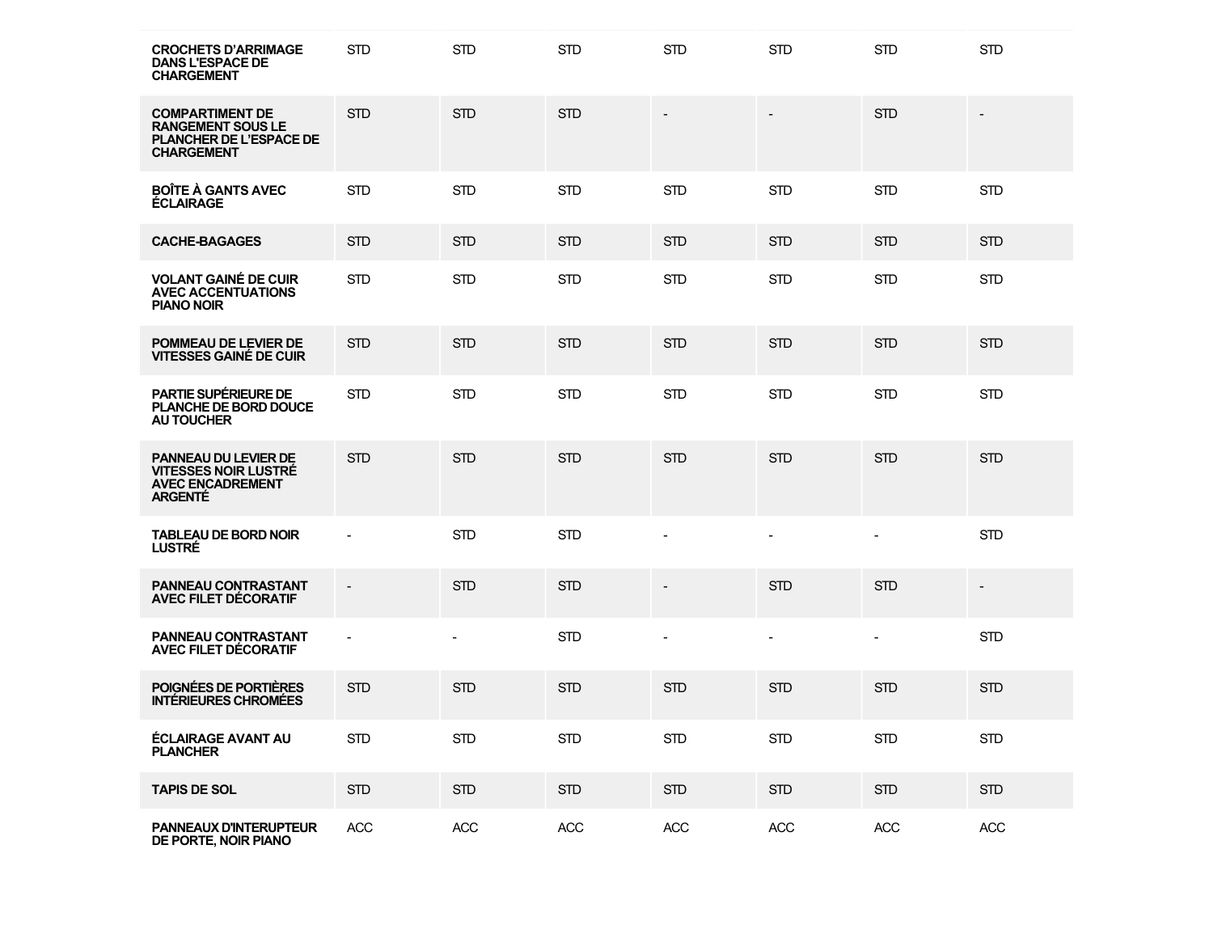| | | | | | | | |
|---|---|---|---|---|---|---|---|
| **CROCHETS D'ARRIMAGE DANS L'ESPACE DE CHARGEMENT** | STD | STD | STD | STD | STD | STD | STD |
| **COMPARTIMENT DE RANGEMENT SOUS LE PLANCHER DE L'ESPACE DE CHARGEMENT** | STD | STD | STD | - | - | STD | - |
| **BOÎTE À GANTS AVEC ÉCLAIRAGE** | STD | STD | STD | STD | STD | STD | STD |
| **CACHE-BAGAGES** | STD | STD | STD | STD | STD | STD | STD |
| **VOLANT GAINÉ DE CUIR AVEC ACCENTUATIONS PIANO NOIR** | STD | STD | STD | STD | STD | STD | STD |
| **POMMEAU DE LEVIER DE VITESSES GAINÉ DE CUIR** | STD | STD | STD | STD | STD | STD | STD |
| **PARTIE SUPÉRIEURE DE PLANCHE DE BORD DOUCE AU TOUCHER** | STD | STD | STD | STD | STD | STD | STD |
| **PANNEAU DU LEVIER DE VITESSES NOIR LUSTRÉ AVEC ENCADREMENT ARGENTÉ** | STD | STD | STD | STD | STD | STD | STD |
| **TABLEAU DE BORD NOIR LUSTRÉ** | - | STD | STD | - | - | - | STD |
| **PANNEAU CONTRASTANT AVEC FILET DÉCORATIF** | - | STD | STD | - | STD | STD | - |
| **PANNEAU CONTRASTANT AVEC FILET DÉCORATIF** | - | - | STD | - | - | - | STD |
| **POIGNÉES DE PORTIÈRES INTÉRIEURES CHROMÉES** | STD | STD | STD | STD | STD | STD | STD |
| **ÉCLAIRAGE AVANT AU PLANCHER** | STD | STD | STD | STD | STD | STD | STD |
| **TAPIS DE SOL** | STD | STD | STD | STD | STD | STD | STD |
| **PANNEAUX D'INTERUPTEUR DE PORTE, NOIR PIANO** | ACC | ACC | ACC | ACC | ACC | ACC | ACC |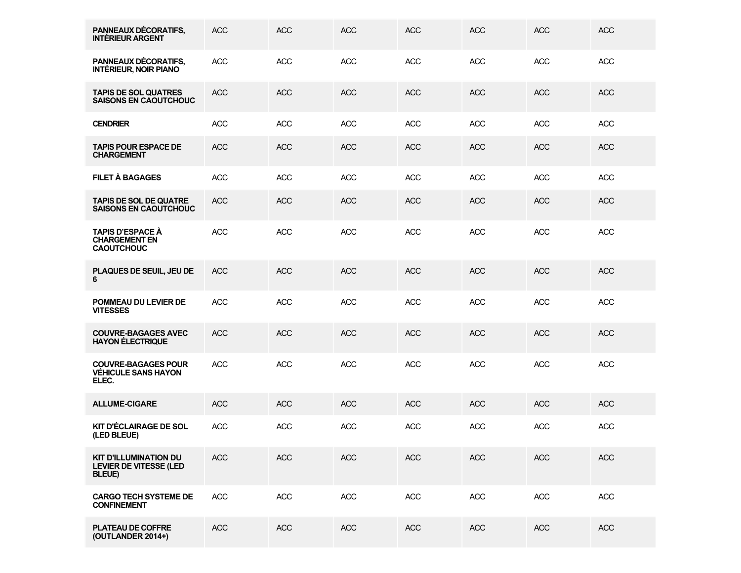| | | | | | | | |
|---|---|---|---|---|---|---|---|
| **PANNEAUX DÉCORATIFS, INTÉRIEUR ARGENT** | ACC | ACC | ACC | ACC | ACC | ACC | ACC |
| **PANNEAUX DÉCORATIFS, INTÉRIEUR, NOIR PIANO** | ACC | ACC | ACC | ACC | ACC | ACC | ACC |
| **TAPIS DE SOL QUATRES SAISONS EN CAOUTCHOUC** | ACC | ACC | ACC | ACC | ACC | ACC | ACC |
| **CENDRIER** | ACC | ACC | ACC | ACC | ACC | ACC | ACC |
| **TAPIS POUR ESPACE DE CHARGEMENT** | ACC | ACC | ACC | ACC | ACC | ACC | ACC |
| **FILET À BAGAGES** | ACC | ACC | ACC | ACC | ACC | ACC | ACC |
| **TAPIS DE SOL DE QUATRE SAISONS EN CAOUTCHOUC** | ACC | ACC | ACC | ACC | ACC | ACC | ACC |
| **TAPIS D'ESPACE À CHARGEMENT EN CAOUTCHOUC** | ACC | ACC | ACC | ACC | ACC | ACC | ACC |
| **PLAQUES DE SEUIL, JEU DE 6** | ACC | ACC | ACC | ACC | ACC | ACC | ACC |
| **POMMEAU DU LEVIER DE VITESSES** | ACC | ACC | ACC | ACC | ACC | ACC | ACC |
| **COUVRE-BAGAGES AVEC HAYON ÉLECTRIQUE** | ACC | ACC | ACC | ACC | ACC | ACC | ACC |
| **COUVRE-BAGAGES POUR VÉHICULE SANS HAYON ELEC.** | ACC | ACC | ACC | ACC | ACC | ACC | ACC |
| **ALLUME-CIGARE** | ACC | ACC | ACC | ACC | ACC | ACC | ACC |
| **KIT D'ÉCLAIRAGE DE SOL (LED BLEUE)** | ACC | ACC | ACC | ACC | ACC | ACC | ACC |
| **KIT D'ILLUMINATION DU LEVIER DE VITESSE (LED BLEUE)** | ACC | ACC | ACC | ACC | ACC | ACC | ACC |
| **CARGO TECH SYSTEME DE CONFINEMENT** | ACC | ACC | ACC | ACC | ACC | ACC | ACC |
| **PLATEAU DE COFFRE (OUTLANDER 2014+)** | ACC | ACC | ACC | ACC | ACC | ACC | ACC |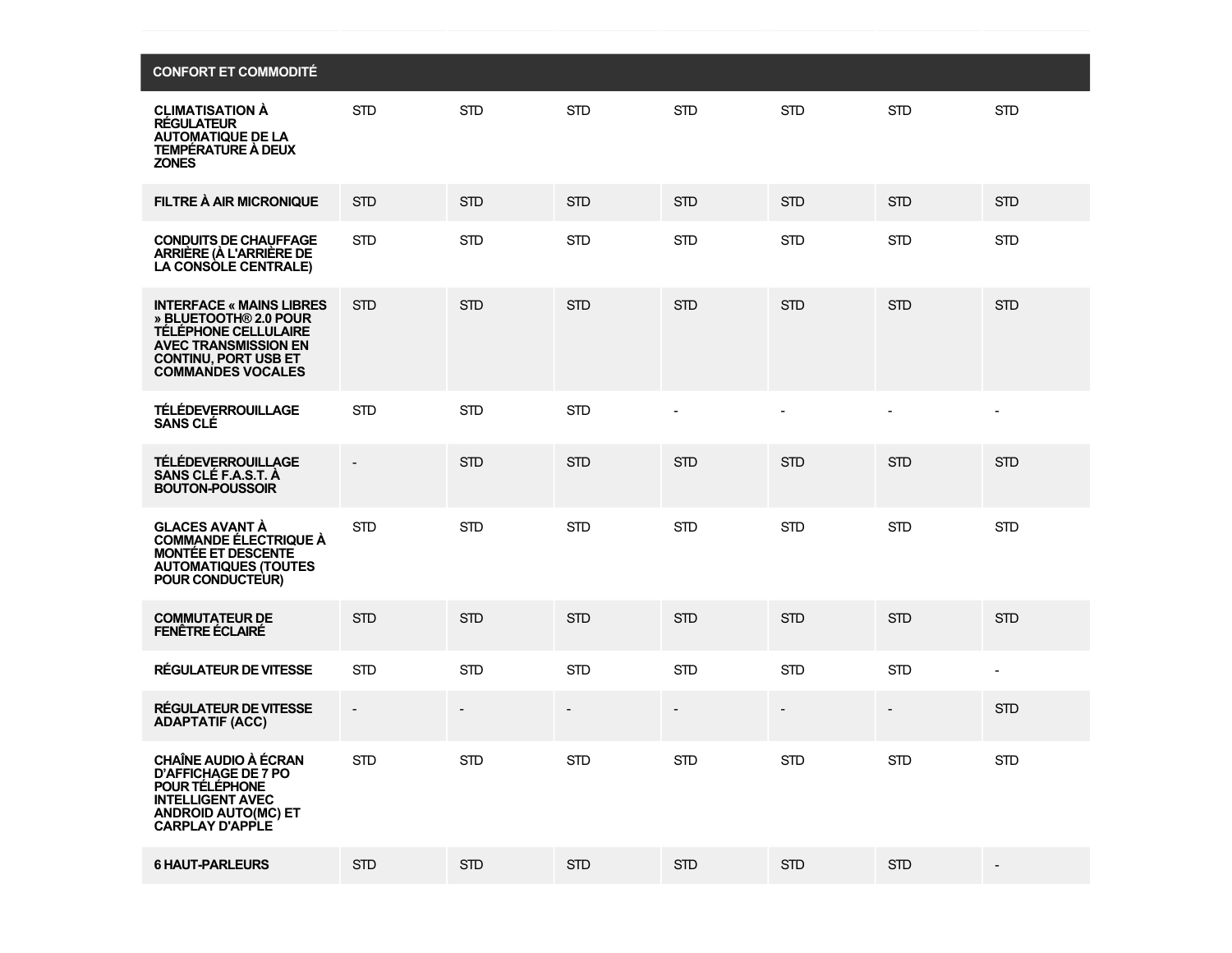| CONFORT ET COMMODITÉ | | | | | | | |
|---|---|---|---|---|---|---|---|
| CLIMATISATION À RÉGULATEUR AUTOMATIQUE DE LA TEMPÉRATURE À DEUX ZONES | STD | STD | STD | STD | STD | STD | STD |
| FILTRE À AIR MICRONIQUE | STD | STD | STD | STD | STD | STD | STD |
| CONDUITS DE CHAUFFAGE ARRIÈRE (À L'ARRIÈRE DE LA CONSOLE CENTRALE) | STD | STD | STD | STD | STD | STD | STD |
| INTERFACE « MAINS LIBRES » BLUETOOTH® 2.0 POUR TÉLÉPHONE CELLULAIRE AVEC TRANSMISSION EN CONTINU, PORT USB ET COMMANDES VOCALES | STD | STD | STD | STD | STD | STD | STD |
| TÉLÉDEVERROUILLAGE SANS CLÉ | STD | STD | STD | - | - | - | - |
| TÉLÉDEVERROUILLAGE SANS CLÉ F.A.S.T. À BOUTON-POUSSOIR | - | STD | STD | STD | STD | STD | STD |
| GLACES AVANT À COMMANDE ÉLECTRIQUE À MONTÉE ET DESCENTE AUTOMATIQUES (TOUTES POUR CONDUCTEUR) | STD | STD | STD | STD | STD | STD | STD |
| COMMUTATEUR DE FENÊTRE ÉCLAIRÉ | STD | STD | STD | STD | STD | STD | STD |
| RÉGULATEUR DE VITESSE | STD | STD | STD | STD | STD | STD | - |
| RÉGULATEUR DE VITESSE ADAPTATIF (ACC) | - | - | - | - | - | - | STD |
| CHAÎNE AUDIO À ÉCRAN D'AFFICHAGE DE 7 PO POUR TÉLÉPHONE INTELLIGENT AVEC ANDROID AUTO(MC) ET CARPLAY D'APPLE | STD | STD | STD | STD | STD | STD | STD |
| 6 HAUT-PARLEURS | STD | STD | STD | STD | STD | STD | - |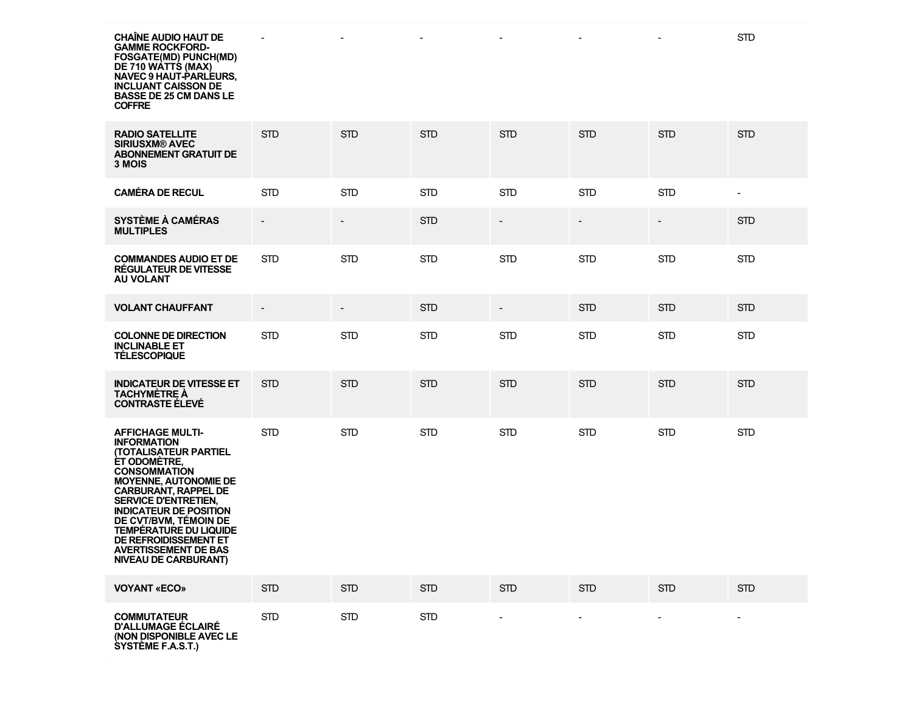| | | | | | | | |
|---|---|---|---|---|---|---|---|
| **CHAÎNE AUDIO HAUT DE GAMME ROCKFORD-FOSGATE(MD) PUNCH(MD) DE 710 WATTS (MAX) NAVEC 9 HAUT-PARLEURS, INCLUANT CAISSON DE BASSE DE 25 CM DANS LE COFFRE** | - | - | - | - | - | - | STD |
| **RADIO SATELLITE SIRIUSXM® AVEC ABONNEMENT GRATUIT DE 3 MOIS** | STD | STD | STD | STD | STD | STD | STD |
| **CAMÉRA DE RECUL** | STD | STD | STD | STD | STD | STD | - |
| **SYSTÈME À CAMÉRAS MULTIPLES** | - | - | STD | - | - | - | STD |
| **COMMANDES AUDIO ET DE RÉGULATEUR DE VITESSE AU VOLANT** | STD | STD | STD | STD | STD | STD | STD |
| **VOLANT CHAUFFANT** | - | - | STD | - | STD | STD | STD |
| **COLONNE DE DIRECTION INCLINABLE ET TÉLESCOPIQUE** | STD | STD | STD | STD | STD | STD | STD |
| **INDICATEUR DE VITESSE ET TACHYMÈTRE À CONTRASTE ÉLEVÉ** | STD | STD | STD | STD | STD | STD | STD |
| **AFFICHAGE MULTI-INFORMATION (TOTALISATEUR PARTIEL ET ODOMÈTRE, CONSOMMATION MOYENNE, AUTONOMIE DE CARBURANT, RAPPEL DE SERVICE D'ENTRETIEN, INDICATEUR DE POSITION DE CVT/BVM, TÉMOIN DE TEMPÉRATURE DU LIQUIDE DE REFROIDISSEMENT ET AVERTISSEMENT DE BAS NIVEAU DE CARBURANT)** | STD | STD | STD | STD | STD | STD | STD |
| **VOYANT «ECO»** | STD | STD | STD | STD | STD | STD | STD |
| **COMMUTATEUR D'ALLUMAGE ÉCLAIRÉ (NON DISPONIBLE AVEC LE SYSTÈME F.A.S.T.)** | STD | STD | STD | - | - | - | - |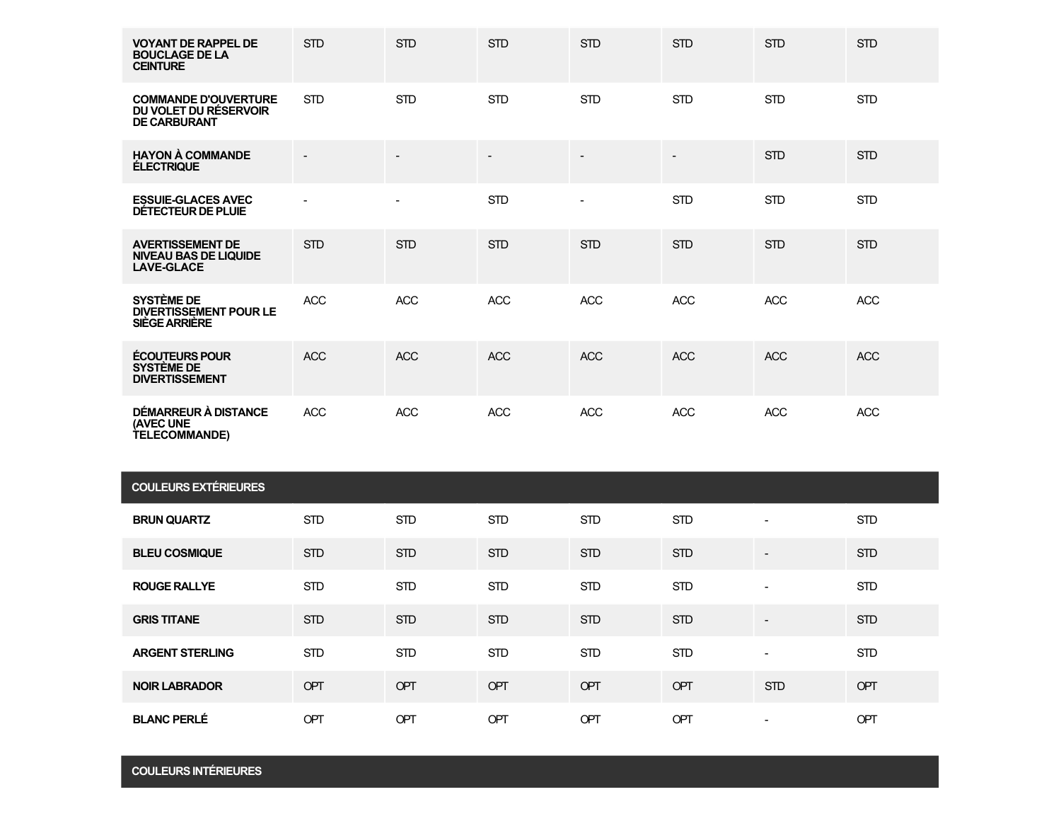| | | | | | | | |
|---|---|---|---|---|---|---|---|
| **VOYANT DE RAPPEL DE BOUCLAGE DE LA CEINTURE** | STD | STD | STD | STD | STD | STD | STD |
| **COMMANDE D'OUVERTURE DU VOLET DU RÉSERVOIR DE CARBURANT** | STD | STD | STD | STD | STD | STD | STD |
| **HAYON À COMMANDE ÉLECTRIQUE** | - | - | - | - | - | STD | STD |
| **ESSUIE-GLACES AVEC DÉTECTEUR DE PLUIE** | - | - | STD | - | STD | STD | STD |
| **AVERTISSEMENT DE NIVEAU BAS DE LIQUIDE LAVE-GLACE** | STD | STD | STD | STD | STD | STD | STD |
| **SYSTÈME DE DIVERTISSEMENT POUR LE SIÈGE ARRIÈRE** | ACC | ACC | ACC | ACC | ACC | ACC | ACC |
| **ÉCOUTEURS POUR SYSTÈME DE DIVERTISSEMENT** | ACC | ACC | ACC | ACC | ACC | ACC | ACC |
| **DÉMARREUR À DISTANCE (AVEC UNE TELECOMMANDE)** | ACC | ACC | ACC | ACC | ACC | ACC | ACC |

| COULEURS EXTÉRIEURES | | | | | | | |
|---|---|---|---|---|---|---|---|
| **BRUN QUARTZ** | STD | STD | STD | STD | STD | - | STD |
| **BLEU COSMIQUE** | STD | STD | STD | STD | STD | - | STD |
| **ROUGE RALLYE** | STD | STD | STD | STD | STD | - | STD |
| **GRIS TITANE** | STD | STD | STD | STD | STD | - | STD |
| **ARGENT STERLING** | STD | STD | STD | STD | STD | - | STD |
| **NOIR LABRADOR** | OPT | OPT | OPT | OPT | OPT | STD | OPT |
| **BLANC PERLÉ** | OPT | OPT | OPT | OPT | OPT | - | OPT |

| COULEURS INTÉRIEURES |
|---|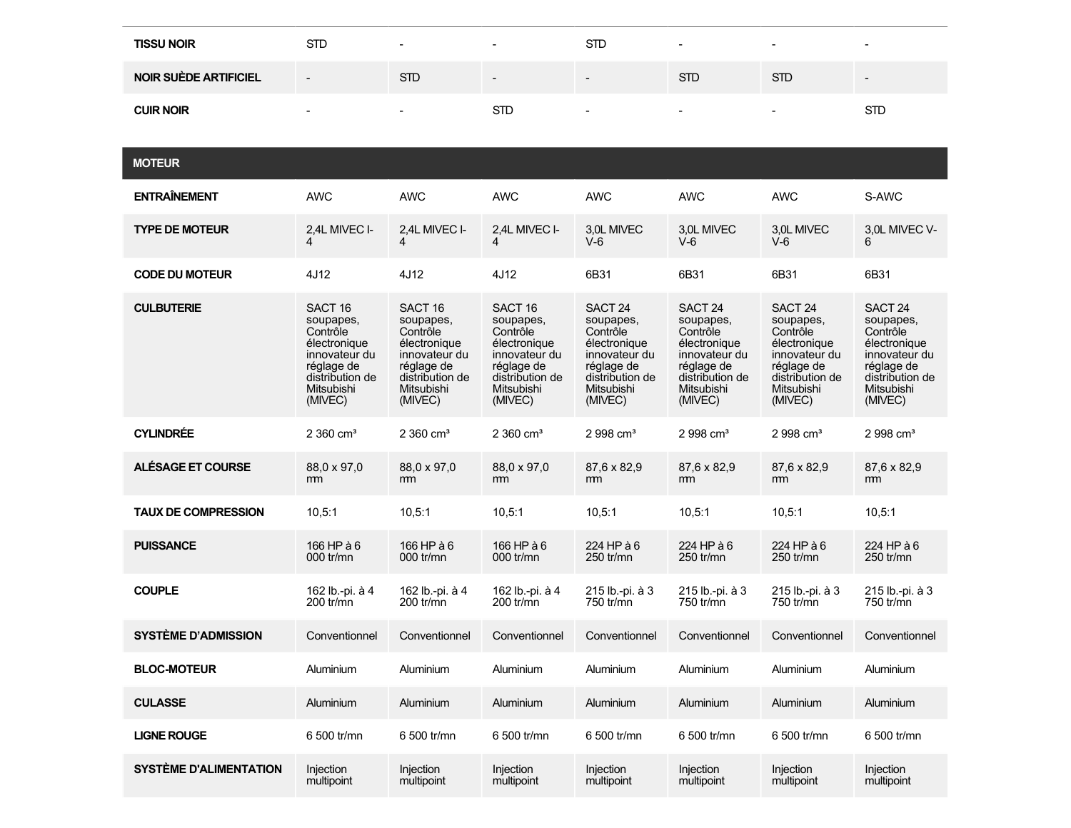| | | | | | | | |
|---|---|---|---|---|---|---|---|
| **TISSU NOIR** | STD | - | - | STD | - | - | - |
| **NOIR SUÈDE ARTIFICIEL** | - | STD | - | - | STD | STD | - |
| **CUIR NOIR** | - | - | STD | - | - | - | STD |

| **MOTEUR** | | | | | | | |
|---|---|---|---|---|---|---|---|
| **ENTRAÎNEMENT** | AWC | AWC | AWC | AWC | AWC | AWC | S-AWC |
| **TYPE DE MOTEUR** | 2,4L MIVEC I-4 | 2,4L MIVEC I-4 | 2,4L MIVEC I-4 | 3,0L MIVEC V-6 | 3,0L MIVEC V-6 | 3,0L MIVEC V-6 | 3,0L MIVEC V-6 |
| **CODE DU MOTEUR** | 4J12 | 4J12 | 4J12 | 6B31 | 6B31 | 6B31 | 6B31 |
| **CULBUTERIE** | SACT 16 soupapes, Contrôle électronique innovateur du réglage de distribution de Mitsubishi (MIVEC) | SACT 16 soupapes, Contrôle électronique innovateur du réglage de distribution de Mitsubishi (MIVEC) | SACT 16 soupapes, Contrôle électronique innovateur du réglage de distribution de Mitsubishi (MIVEC) | SACT 24 soupapes, Contrôle électronique innovateur du réglage de distribution de Mitsubishi (MIVEC) | SACT 24 soupapes, Contrôle électronique innovateur du réglage de distribution de Mitsubishi (MIVEC) | SACT 24 soupapes, Contrôle électronique innovateur du réglage de distribution de Mitsubishi (MIVEC) | SACT 24 soupapes, Contrôle électronique innovateur du réglage de distribution de Mitsubishi (MIVEC) |
| **CYLINDRÉE** | 2 360 cm³ | 2 360 cm³ | 2 360 cm³ | 2 998 cm³ | 2 998 cm³ | 2 998 cm³ | 2 998 cm³ |
| **ALÉSAGE ET COURSE** | 88,0 x 97,0 mm | 88,0 x 97,0 mm | 88,0 x 97,0 mm | 87,6 x 82,9 mm | 87,6 x 82,9 mm | 87,6 x 82,9 mm | 87,6 x 82,9 mm |
| **TAUX DE COMPRESSION** | 10,5:1 | 10,5:1 | 10,5:1 | 10,5:1 | 10,5:1 | 10,5:1 | 10,5:1 |
| **PUISSANCE** | 166 HP à 6 000 tr/mn | 166 HP à 6 000 tr/mn | 166 HP à 6 000 tr/mn | 224 HP à 6 250 tr/mn | 224 HP à 6 250 tr/mn | 224 HP à 6 250 tr/mn | 224 HP à 6 250 tr/mn |
| **COUPLE** | 162 lb.-pi. à 4 200 tr/mn | 162 lb.-pi. à 4 200 tr/mn | 162 lb.-pi. à 4 200 tr/mn | 215 lb.-pi. à 3 750 tr/mn | 215 lb.-pi. à 3 750 tr/mn | 215 lb.-pi. à 3 750 tr/mn | 215 lb.-pi. à 3 750 tr/mn |
| **SYSTÈME D’ADMISSION** | Conventionnel | Conventionnel | Conventionnel | Conventionnel | Conventionnel | Conventionnel | Conventionnel |
| **BLOC-MOTEUR** | Aluminium | Aluminium | Aluminium | Aluminium | Aluminium | Aluminium | Aluminium |
| **CULASSE** | Aluminium | Aluminium | Aluminium | Aluminium | Aluminium | Aluminium | Aluminium |
| **LIGNE ROUGE** | 6 500 tr/mn | 6 500 tr/mn | 6 500 tr/mn | 6 500 tr/mn | 6 500 tr/mn | 6 500 tr/mn | 6 500 tr/mn |
| **SYSTÈME D'ALIMENTATION** | Injection multipoint | Injection multipoint | Injection multipoint | Injection multipoint | Injection multipoint | Injection multipoint | Injection multipoint |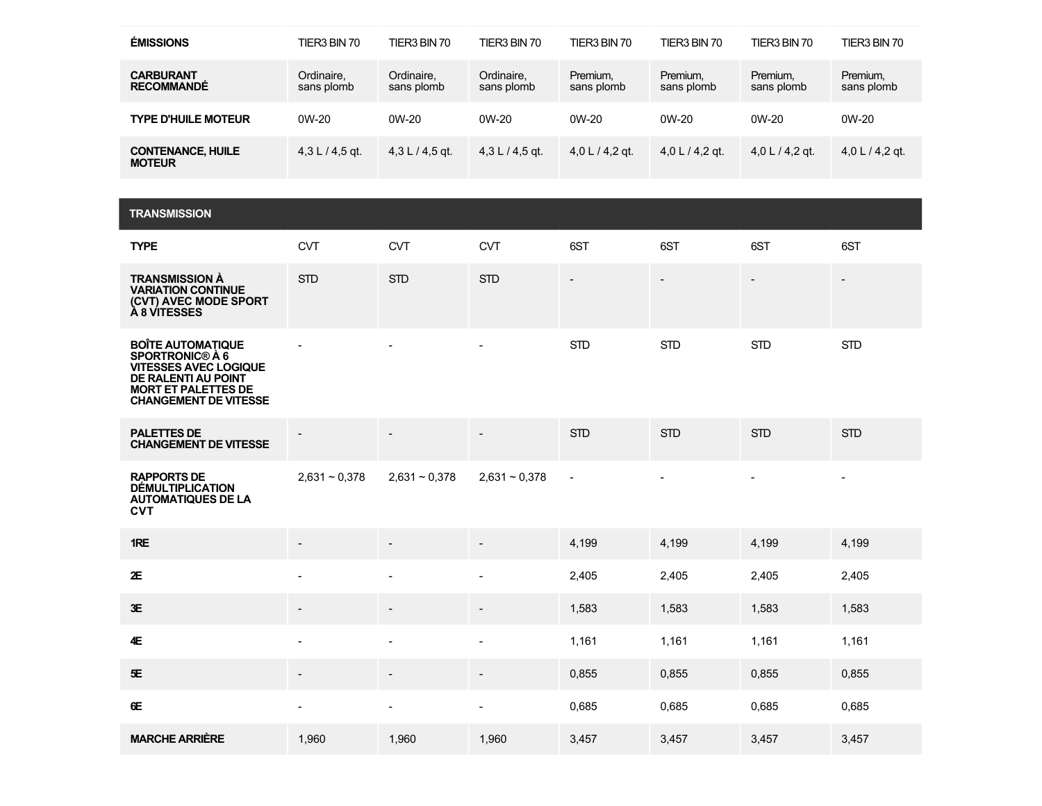| | | | | | | | |
|---|---|---|---|---|---|---|---|
| **ÉMISSIONS** | TIER3 BIN 70 | TIER3 BIN 70 | TIER3 BIN 70 | TIER3 BIN 70 | TIER3 BIN 70 | TIER3 BIN 70 | TIER3 BIN 70 |
| **CARBURANT RECOMMANDÉ** | Ordinaire, sans plomb | Ordinaire, sans plomb | Ordinaire, sans plomb | Premium, sans plomb | Premium, sans plomb | Premium, sans plomb | Premium, sans plomb |
| **TYPE D'HUILE MOTEUR** | 0W-20 | 0W-20 | 0W-20 | 0W-20 | 0W-20 | 0W-20 | 0W-20 |
| **CONTENANCE, HUILE MOTEUR** | 4,3 L / 4,5 qt. | 4,3 L / 4,5 qt. | 4,3 L / 4,5 qt. | 4,0 L / 4,2 qt. | 4,0 L / 4,2 qt. | 4,0 L / 4,2 qt. | 4,0 L / 4,2 qt. |

| **TRANSMISSION** | | | | | | | |
|---|---|---|---|---|---|---|---|
| **TYPE** | CVT | CVT | CVT | 6ST | 6ST | 6ST | 6ST |
| **TRANSMISSION À VARIATION CONTINUE (CVT) AVEC MODE SPORT À 8 VITESSES** | STD | STD | STD | - | - | - | - |
| **BOÎTE AUTOMATIQUE SPORTRONIC® À 6 VITESSES AVEC LOGIQUE DE RALENTI AU POINT MORT ET PALETTES DE CHANGEMENT DE VITESSE** | - | - | - | STD | STD | STD | STD |
| **PALETTES DE CHANGEMENT DE VITESSE** | - | - | - | STD | STD | STD | STD |
| **RAPPORTS DE DÉMULTIPLICATION AUTOMATIQUES DE LA CVT** | 2,631 ~ 0,378 | 2,631 ~ 0,378 | 2,631 ~ 0,378 | - | - | - | - |
| **1RE** | - | - | - | 4,199 | 4,199 | 4,199 | 4,199 |
| **2E** | - | - | - | 2,405 | 2,405 | 2,405 | 2,405 |
| **3E** | - | - | - | 1,583 | 1,583 | 1,583 | 1,583 |
| **4E** | - | - | - | 1,161 | 1,161 | 1,161 | 1,161 |
| **5E** | - | - | - | 0,855 | 0,855 | 0,855 | 0,855 |
| **6E** | - | - | - | 0,685 | 0,685 | 0,685 | 0,685 |
| **MARCHE ARRIÈRE** | 1,960 | 1,960 | 1,960 | 3,457 | 3,457 | 3,457 | 3,457 |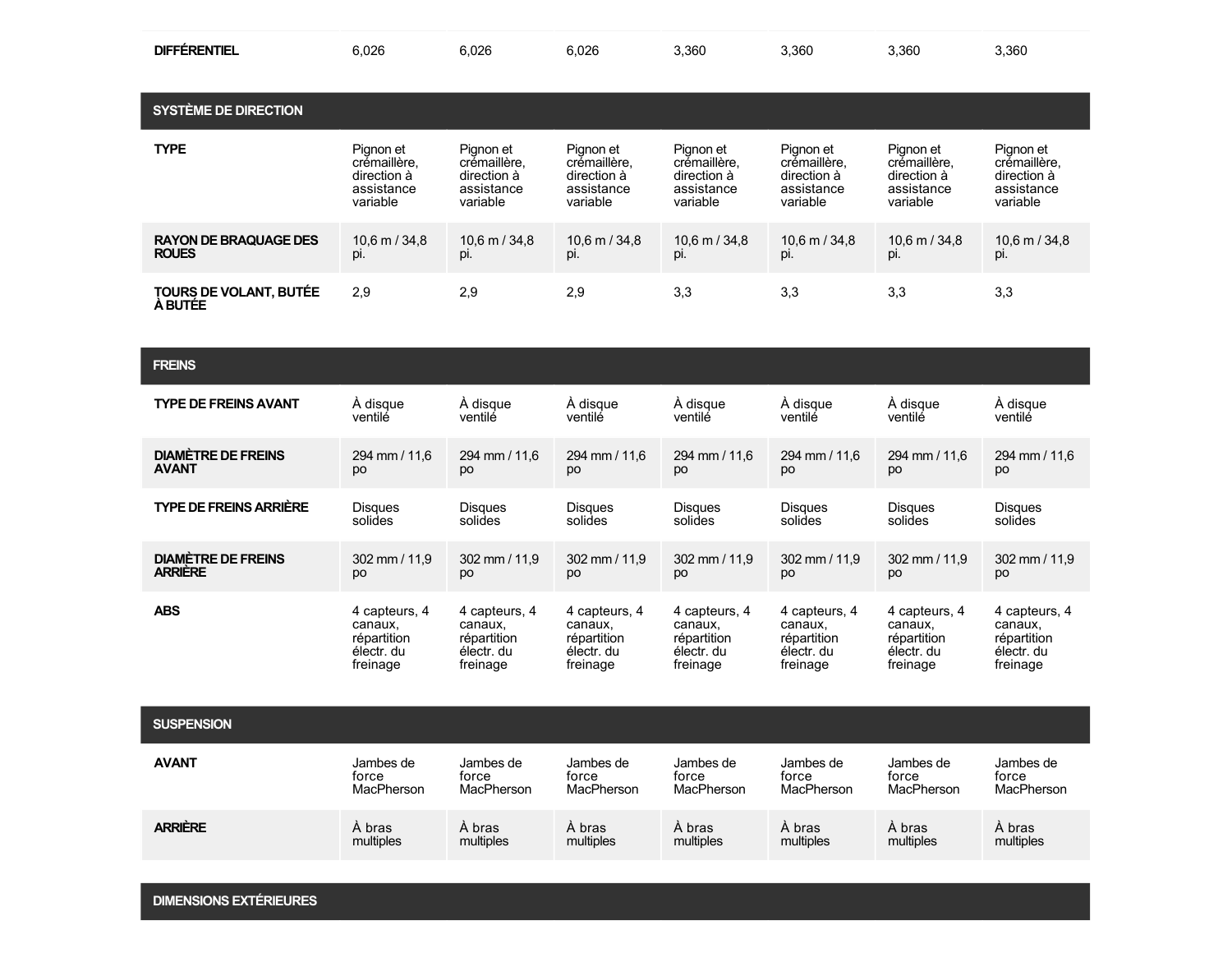| DIFFÉRENTIEL | 6,026 | 6,026 | 6,026 | 3,360 | 3,360 | 3,360 | 3,360 |
|---|---|---|---|---|---|---|---|
| **SYSTÈME DE DIRECTION** | | | | | | | |
| **TYPE** | Pignon et crémaillère, direction à assistance variable | Pignon et crémaillère, direction à assistance variable | Pignon et crémaillère, direction à assistance variable | Pignon et crémaillère, direction à assistance variable | Pignon et crémaillère, direction à assistance variable | Pignon et crémaillère, direction à assistance variable | Pignon et crémaillère, direction à assistance variable |
| **RAYON DE BRAQUAGE DES ROUES** | 10,6 m / 34,8 pi. | 10,6 m / 34,8 pi. | 10,6 m / 34,8 pi. | 10,6 m / 34,8 pi. | 10,6 m / 34,8 pi. | 10,6 m / 34,8 pi. | 10,6 m / 34,8 pi. |
| **TOURS DE VOLANT, BUTÉE À BUTÉE** | 2,9 | 2,9 | 2,9 | 3,3 | 3,3 | 3,3 | 3,3 |
| **FREINS** | | | | | | | |
| **TYPE DE FREINS AVANT** | À disque ventilé | À disque ventilé | À disque ventilé | À disque ventilé | À disque ventilé | À disque ventilé | À disque ventilé |
| **DIAMÈTRE DE FREINS AVANT** | 294 mm / 11,6 po | 294 mm / 11,6 po | 294 mm / 11,6 po | 294 mm / 11,6 po | 294 mm / 11,6 po | 294 mm / 11,6 po | 294 mm / 11,6 po |
| **TYPE DE FREINS ARRIÈRE** | Disques solides | Disques solides | Disques solides | Disques solides | Disques solides | Disques solides | Disques solides |
| **DIAMÈTRE DE FREINS ARRIÈRE** | 302 mm / 11,9 po | 302 mm / 11,9 po | 302 mm / 11,9 po | 302 mm / 11,9 po | 302 mm / 11,9 po | 302 mm / 11,9 po | 302 mm / 11,9 po |
| **ABS** | 4 capteurs, 4 canaux, répartition électr. du freinage | 4 capteurs, 4 canaux, répartition électr. du freinage | 4 capteurs, 4 canaux, répartition électr. du freinage | 4 capteurs, 4 canaux, répartition électr. du freinage | 4 capteurs, 4 canaux, répartition électr. du freinage | 4 capteurs, 4 canaux, répartition électr. du freinage | 4 capteurs, 4 canaux, répartition électr. du freinage |
| **SUSPENSION** | | | | | | | |
| **AVANT** | Jambes de force MacPherson | Jambes de force MacPherson | Jambes de force MacPherson | Jambes de force MacPherson | Jambes de force MacPherson | Jambes de force MacPherson | Jambes de force MacPherson |
| **ARRIÈRE** | À bras multiples | À bras multiples | À bras multiples | À bras multiples | À bras multiples | À bras multiples | À bras multiples |
| **DIMENSIONS EXTÉRIEURES** | | | | | | | |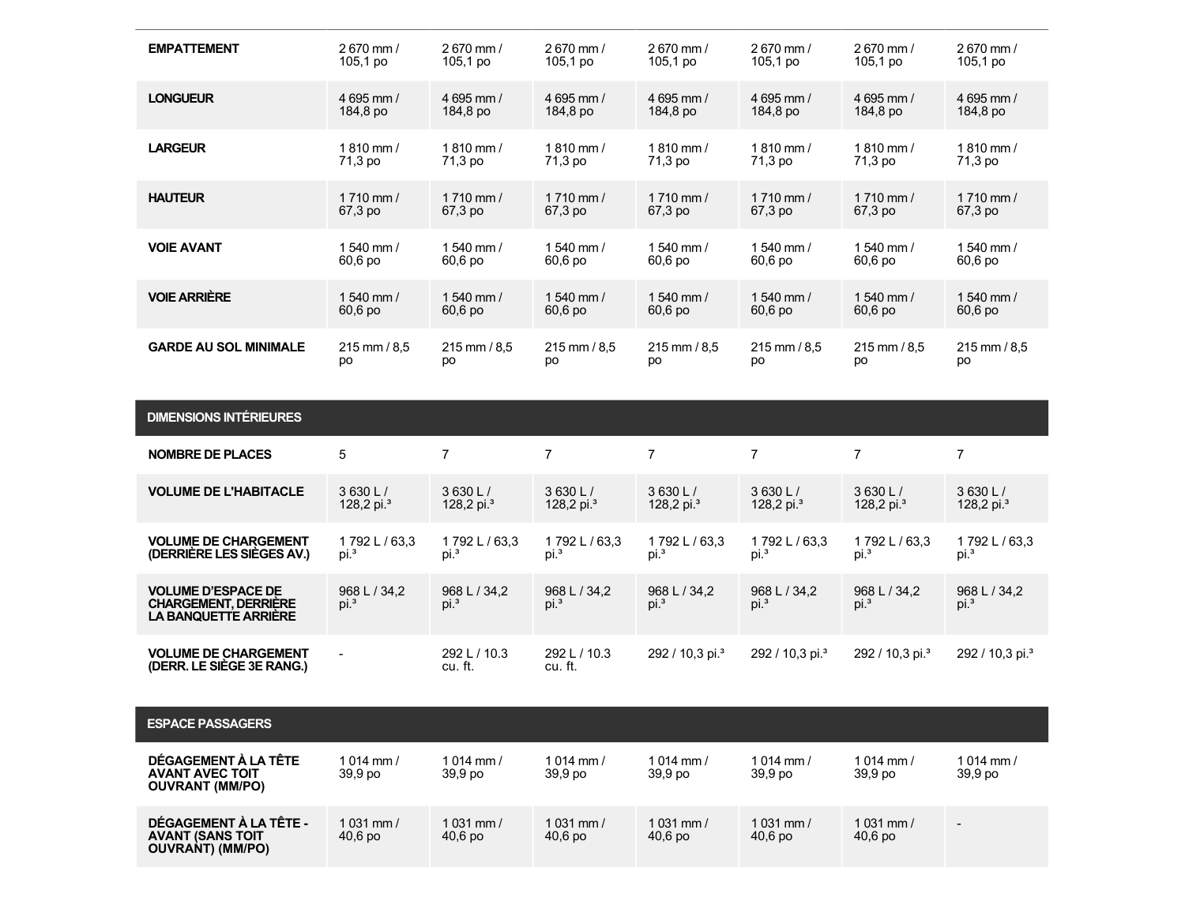| | | | | | | | |
|---|---|---|---|---|---|---|---|
| **EMPATTEMENT** | 2 670 mm / 105,1 po | 2 670 mm / 105,1 po | 2 670 mm / 105,1 po | 2 670 mm / 105,1 po | 2 670 mm / 105,1 po | 2 670 mm / 105,1 po | 2 670 mm / 105,1 po |
| **LONGUEUR** | 4 695 mm / 184,8 po | 4 695 mm / 184,8 po | 4 695 mm / 184,8 po | 4 695 mm / 184,8 po | 4 695 mm / 184,8 po | 4 695 mm / 184,8 po | 4 695 mm / 184,8 po |
| **LARGEUR** | 1 810 mm / 71,3 po | 1 810 mm / 71,3 po | 1 810 mm / 71,3 po | 1 810 mm / 71,3 po | 1 810 mm / 71,3 po | 1 810 mm / 71,3 po | 1 810 mm / 71,3 po |
| **HAUTEUR** | 1 710 mm / 67,3 po | 1 710 mm / 67,3 po | 1 710 mm / 67,3 po | 1 710 mm / 67,3 po | 1 710 mm / 67,3 po | 1 710 mm / 67,3 po | 1 710 mm / 67,3 po |
| **VOIE AVANT** | 1 540 mm / 60,6 po | 1 540 mm / 60,6 po | 1 540 mm / 60,6 po | 1 540 mm / 60,6 po | 1 540 mm / 60,6 po | 1 540 mm / 60,6 po | 1 540 mm / 60,6 po |
| **VOIE ARRIÈRE** | 1 540 mm / 60,6 po | 1 540 mm / 60,6 po | 1 540 mm / 60,6 po | 1 540 mm / 60,6 po | 1 540 mm / 60,6 po | 1 540 mm / 60,6 po | 1 540 mm / 60,6 po |
| **GARDE AU SOL MINIMALE** | 215 mm / 8,5 po | 215 mm / 8,5 po | 215 mm / 8,5 po | 215 mm / 8,5 po | 215 mm / 8,5 po | 215 mm / 8,5 po | 215 mm / 8,5 po |

| DIMENSIONS INTÉRIEURES | | | | | | | |
|---|---|---|---|---|---|---|---|
| **NOMBRE DE PLACES** | 5 | 7 | 7 | 7 | 7 | 7 | 7 |
| **VOLUME DE L'HABITACLE** | 3 630 L / 128,2 pi.³ | 3 630 L / 128,2 pi.³ | 3 630 L / 128,2 pi.³ | 3 630 L / 128,2 pi.³ | 3 630 L / 128,2 pi.³ | 3 630 L / 128,2 pi.³ | 3 630 L / 128,2 pi.³ |
| **VOLUME DE CHARGEMENT (DERRIÈRE LES SIÈGES AV.)** | 1 792 L / 63,3 pi.³ | 1 792 L / 63,3 pi.³ | 1 792 L / 63,3 pi.³ | 1 792 L / 63,3 pi.³ | 1 792 L / 63,3 pi.³ | 1 792 L / 63,3 pi.³ | 1 792 L / 63,3 pi.³ |
| **VOLUME D'ESPACE DE CHARGEMENT, DERRIÈRE LA BANQUETTE ARRIÈRE** | 968 L / 34,2 pi.³ | 968 L / 34,2 pi.³ | 968 L / 34,2 pi.³ | 968 L / 34,2 pi.³ | 968 L / 34,2 pi.³ | 968 L / 34,2 pi.³ | 968 L / 34,2 pi.³ |
| **VOLUME DE CHARGEMENT (DERR. LE SIÈGE 3E RANG.)** | - | 292 L / 10.3 cu. ft. | 292 L / 10.3 cu. ft. | 292 / 10,3 pi.³ | 292 / 10,3 pi.³ | 292 / 10,3 pi.³ | 292 / 10,3 pi.³ |

| ESPACE PASSAGERS | | | | | | | |
|---|---|---|---|---|---|---|---|
| **DÉGAGEMENT À LA TÊTE AVANT AVEC TOIT OUVRANT (MM/PO)** | 1 014 mm / 39,9 po | 1 014 mm / 39,9 po | 1 014 mm / 39,9 po | 1 014 mm / 39,9 po | 1 014 mm / 39,9 po | 1 014 mm / 39,9 po | 1 014 mm / 39,9 po |
| **DÉGAGEMENT À LA TÊTE - AVANT (SANS TOIT OUVRANT) (MM/PO)** | 1 031 mm / 40,6 po | 1 031 mm / 40,6 po | 1 031 mm / 40,6 po | 1 031 mm / 40,6 po | 1 031 mm / 40,6 po | 1 031 mm / 40,6 po | - |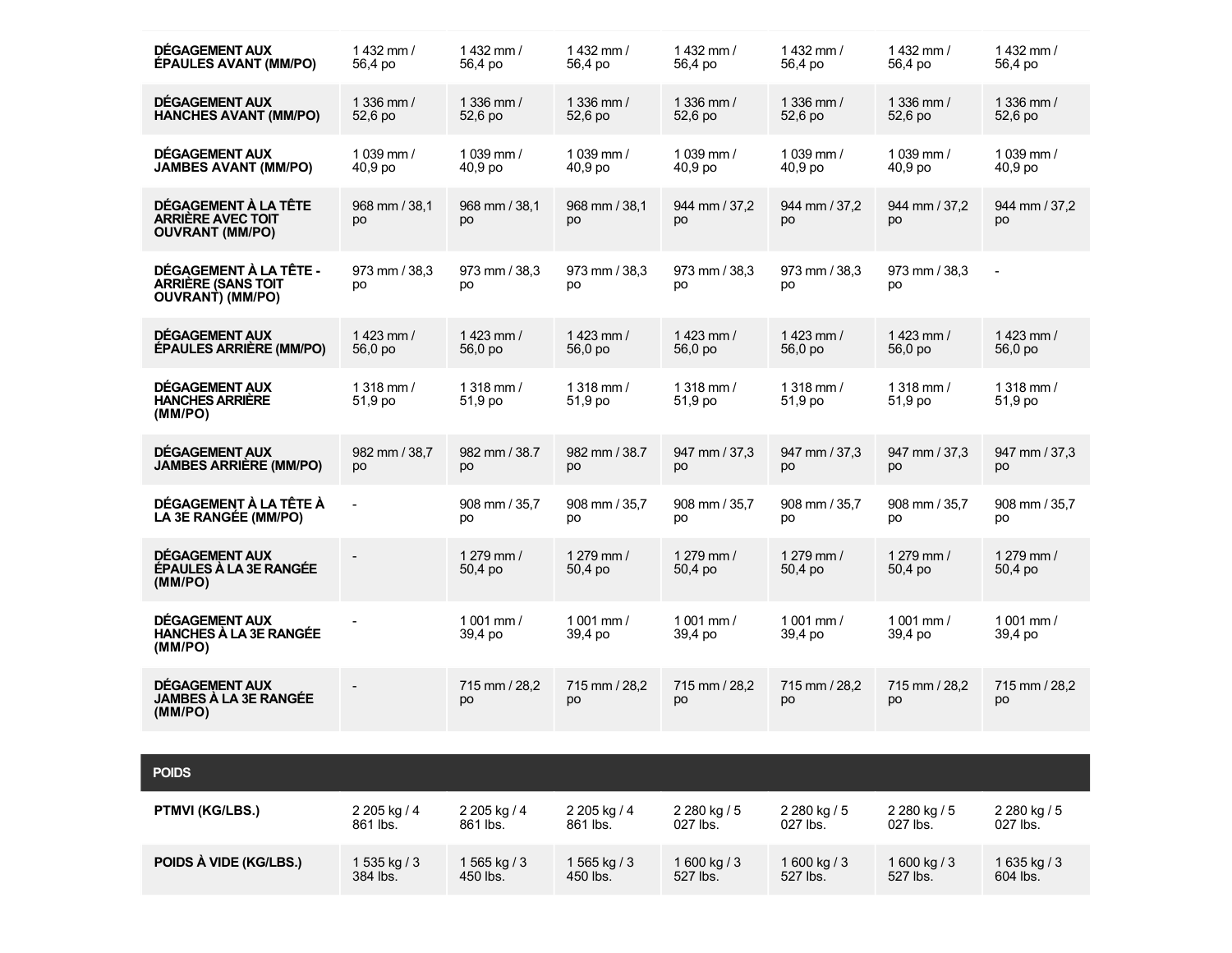| | | | | | | | |
|---|---|---|---|---|---|---|---|
| **DÉGAGEMENT AUX ÉPAULES AVANT (MM/PO)** | 1 432 mm / 56,4 po | 1 432 mm / 56,4 po | 1 432 mm / 56,4 po | 1 432 mm / 56,4 po | 1 432 mm / 56,4 po | 1 432 mm / 56,4 po | 1 432 mm / 56,4 po |
| **DÉGAGEMENT AUX HANCHES AVANT (MM/PO)** | 1 336 mm / 52,6 po | 1 336 mm / 52,6 po | 1 336 mm / 52,6 po | 1 336 mm / 52,6 po | 1 336 mm / 52,6 po | 1 336 mm / 52,6 po | 1 336 mm / 52,6 po |
| **DÉGAGEMENT AUX JAMBES AVANT (MM/PO)** | 1 039 mm / 40,9 po | 1 039 mm / 40,9 po | 1 039 mm / 40,9 po | 1 039 mm / 40,9 po | 1 039 mm / 40,9 po | 1 039 mm / 40,9 po | 1 039 mm / 40,9 po |
| **DÉGAGEMENT À LA TÊTE ARRIÈRE AVEC TOIT OUVRANT (MM/PO)** | 968 mm / 38,1 po | 968 mm / 38,1 po | 968 mm / 38,1 po | 944 mm / 37,2 po | 944 mm / 37,2 po | 944 mm / 37,2 po | 944 mm / 37,2 po |
| **DÉGAGEMENT À LA TÊTE - ARRIÈRE (SANS TOIT OUVRANT) (MM/PO)** | 973 mm / 38,3 po | 973 mm / 38,3 po | 973 mm / 38,3 po | 973 mm / 38,3 po | 973 mm / 38,3 po | 973 mm / 38,3 po | - |
| **DÉGAGEMENT AUX ÉPAULES ARRIÈRE (MM/PO)** | 1 423 mm / 56,0 po | 1 423 mm / 56,0 po | 1 423 mm / 56,0 po | 1 423 mm / 56,0 po | 1 423 mm / 56,0 po | 1 423 mm / 56,0 po | 1 423 mm / 56,0 po |
| **DÉGAGEMENT AUX HANCHES ARRIÈRE (MM/PO)** | 1 318 mm / 51,9 po | 1 318 mm / 51,9 po | 1 318 mm / 51,9 po | 1 318 mm / 51,9 po | 1 318 mm / 51,9 po | 1 318 mm / 51,9 po | 1 318 mm / 51,9 po |
| **DÉGAGEMENT AUX JAMBES ARRIÈRE (MM/PO)** | 982 mm / 38,7 po | 982 mm / 38.7 po | 982 mm / 38.7 po | 947 mm / 37,3 po | 947 mm / 37,3 po | 947 mm / 37,3 po | 947 mm / 37,3 po |
| **DÉGAGEMENT À LA TÊTE À LA 3E RANGÉE (MM/PO)** | - | 908 mm / 35,7 po | 908 mm / 35,7 po | 908 mm / 35,7 po | 908 mm / 35,7 po | 908 mm / 35,7 po | 908 mm / 35,7 po |
| **DÉGAGEMENT AUX ÉPAULES À LA 3E RANGÉE (MM/PO)** | - | 1 279 mm / 50,4 po | 1 279 mm / 50,4 po | 1 279 mm / 50,4 po | 1 279 mm / 50,4 po | 1 279 mm / 50,4 po | 1 279 mm / 50,4 po |
| **DÉGAGEMENT AUX HANCHES À LA 3E RANGÉE (MM/PO)** | - | 1 001 mm / 39,4 po | 1 001 mm / 39,4 po | 1 001 mm / 39,4 po | 1 001 mm / 39,4 po | 1 001 mm / 39,4 po | 1 001 mm / 39,4 po |
| **DÉGAGEMENT AUX JAMBES À LA 3E RANGÉE (MM/PO)** | - | 715 mm / 28,2 po | 715 mm / 28,2 po | 715 mm / 28,2 po | 715 mm / 28,2 po | 715 mm / 28,2 po | 715 mm / 28,2 po |

| POIDS | | | | | | | |
|---|---|---|---|---|---|---|---|
| **PTMVI (KG/LBS.)** | 2 205 kg / 4 861 lbs. | 2 205 kg / 4 861 lbs. | 2 205 kg / 4 861 lbs. | 2 280 kg / 5 027 lbs. | 2 280 kg / 5 027 lbs. | 2 280 kg / 5 027 lbs. | 2 280 kg / 5 027 lbs. |
| **POIDS À VIDE (KG/LBS.)** | 1 535 kg / 3 384 lbs. | 1 565 kg / 3 450 lbs. | 1 565 kg / 3 450 lbs. | 1 600 kg / 3 527 lbs. | 1 600 kg / 3 527 lbs. | 1 600 kg / 3 527 lbs. | 1 635 kg / 3 604 lbs. |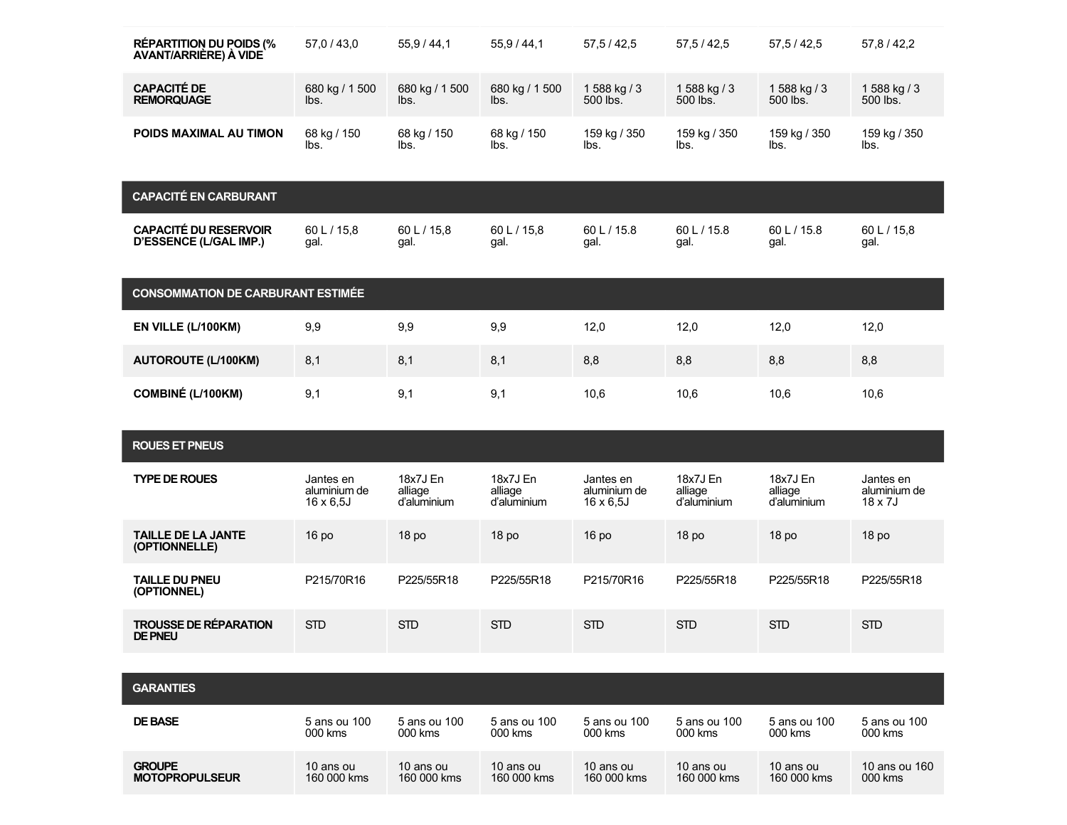| | | | | | | | |
|---|---|---|---|---|---|---|---|
| **RÉPARTITION DU POIDS (% AVANT/ARRIÈRE) À VIDE** | 57,0 / 43,0 | 55,9 / 44,1 | 55,9 / 44,1 | 57,5 / 42,5 | 57,5 / 42,5 | 57,5 / 42,5 | 57,8 / 42,2 |
| **CAPACITÉ DE REMORQUAGE** | 680 kg / 1 500 lbs. | 680 kg / 1 500 lbs. | 680 kg / 1 500 lbs. | 1 588 kg / 3 500 lbs. | 1 588 kg / 3 500 lbs. | 1 588 kg / 3 500 lbs. | 1 588 kg / 3 500 lbs. |
| **POIDS MAXIMAL AU TIMON** | 68 kg / 150 lbs. | 68 kg / 150 lbs. | 68 kg / 150 lbs. | 159 kg / 350 lbs. | 159 kg / 350 lbs. | 159 kg / 350 lbs. | 159 kg / 350 lbs. |
| **CAPACITÉ EN CARBURANT** | | | | | | | |
| **CAPACITÉ DU RESERVOIR D'ESSENCE (L/GAL IMP.)** | 60 L / 15,8 gal. | 60 L / 15,8 gal. | 60 L / 15,8 gal. | 60 L / 15.8 gal. | 60 L / 15.8 gal. | 60 L / 15.8 gal. | 60 L / 15,8 gal. |
| **CONSOMMATION DE CARBURANT ESTIMÉE** | | | | | | | |
| **EN VILLE (L/100KM)** | 9,9 | 9,9 | 9,9 | 12,0 | 12,0 | 12,0 | 12,0 |
| **AUTOROUTE (L/100KM)** | 8,1 | 8,1 | 8,1 | 8,8 | 8,8 | 8,8 | 8,8 |
| **COMBINÉ (L/100KM)** | 9,1 | 9,1 | 9,1 | 10,6 | 10,6 | 10,6 | 10,6 |
| **ROUES ET PNEUS** | | | | | | | |
| **TYPE DE ROUES** | Jantes en aluminium de 16 x 6,5J | 18x7J En alliage d'aluminium | 18x7J En alliage d'aluminium | Jantes en aluminium de 16 x 6,5J | 18x7J En alliage d'aluminium | 18x7J En alliage d'aluminium | Jantes en aluminium de 18 x 7J |
| **TAILLE DE LA JANTE (OPTIONNELLE)** | 16 po | 18 po | 18 po | 16 po | 18 po | 18 po | 18 po |
| **TAILLE DU PNEU (OPTIONNEL)** | P215/70R16 | P225/55R18 | P225/55R18 | P215/70R16 | P225/55R18 | P225/55R18 | P225/55R18 |
| **TROUSSE DE RÉPARATION DE PNEU** | STD | STD | STD | STD | STD | STD | STD |
| **GARANTIES** | | | | | | | |
| **DE BASE** | 5 ans ou 100 000 kms | 5 ans ou 100 000 kms | 5 ans ou 100 000 kms | 5 ans ou 100 000 kms | 5 ans ou 100 000 kms | 5 ans ou 100 000 kms | 5 ans ou 100 000 kms |
| **GROUPE MOTOPROPULSEUR** | 10 ans ou 160 000 kms | 10 ans ou 160 000 kms | 10 ans ou 160 000 kms | 10 ans ou 160 000 kms | 10 ans ou 160 000 kms | 10 ans ou 160 000 kms | 10 ans ou 160 000 kms |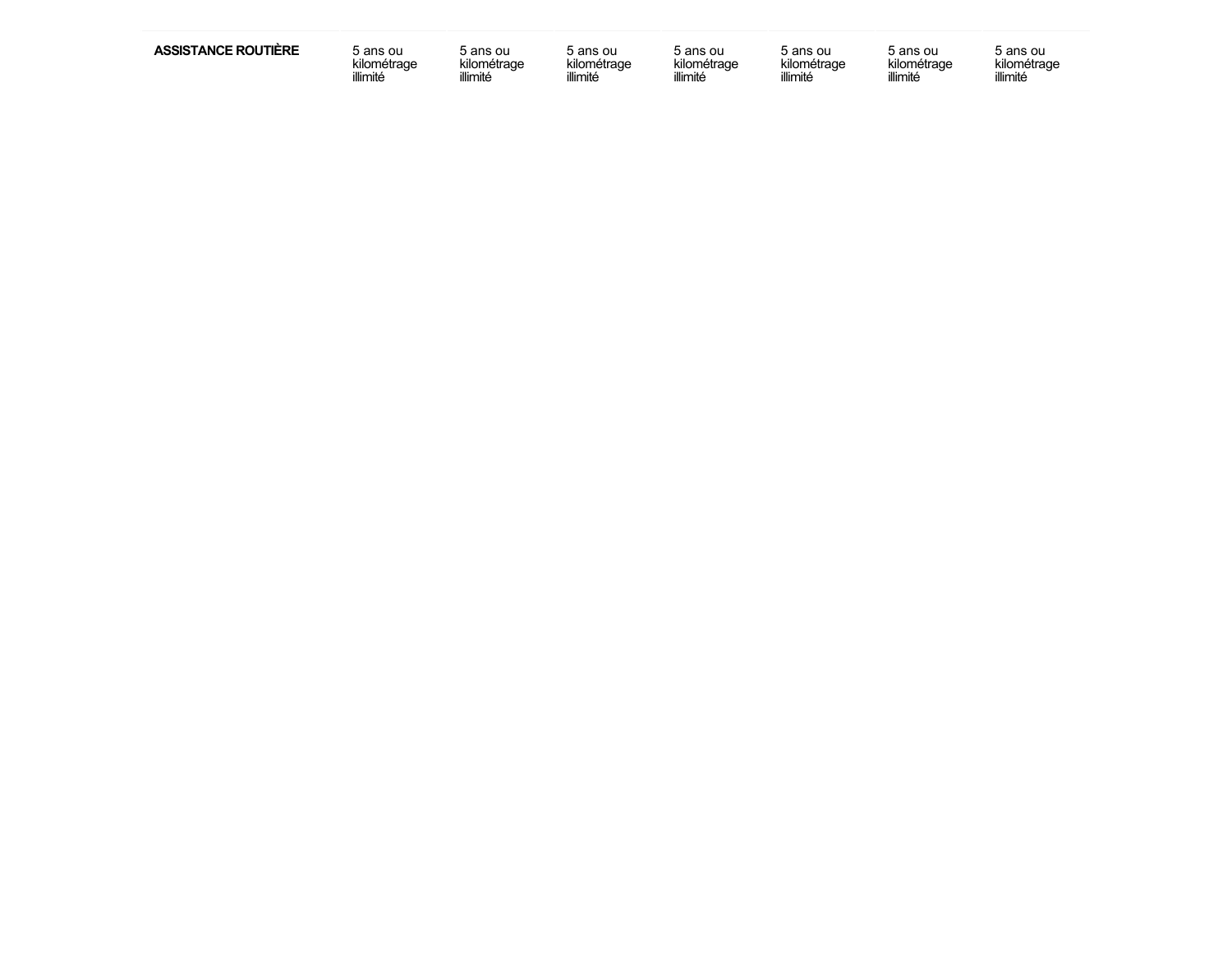| | | | | | | | |
|---|---|---|---|---|---|---|---|
| **ASSISTANCE ROUTIÈRE** | 5 ans ou kilométrage illimité | 5 ans ou kilométrage illimité | 5 ans ou kilométrage illimité | 5 ans ou kilométrage illimité | 5 ans ou kilométrage illimité | 5 ans ou kilométrage illimité | 5 ans ou kilométrage illimité |